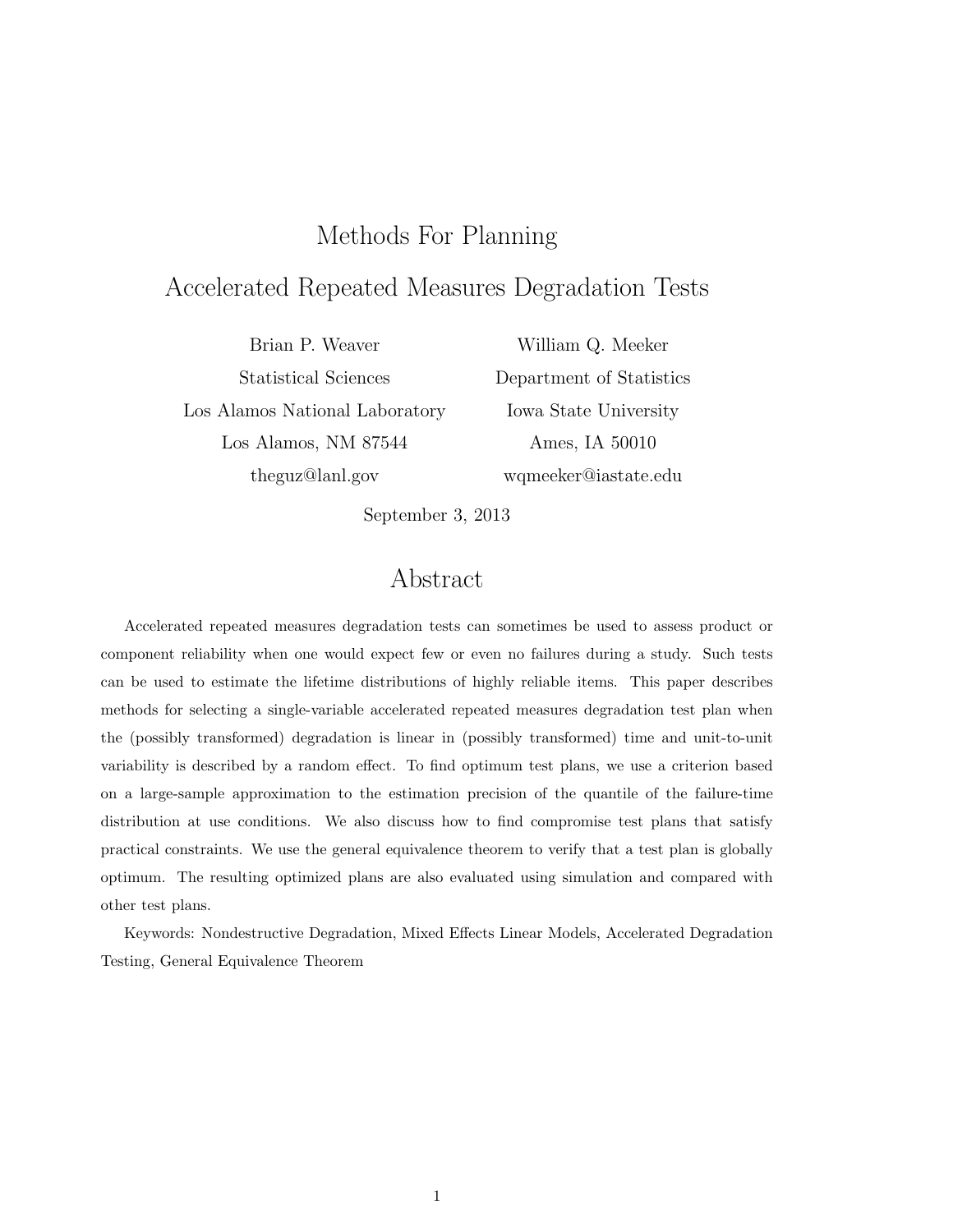# Methods For Planning Accelerated Repeated Measures Degradation Tests

Brian P. Weaver
Statistical Sciences
Los Alamos National Laboratory
Los Alamos, NM 87544
theguz@lanl.gov

William Q. Meeker
Department of Statistics
Iowa State University
Ames, IA 50010
wqmeeker@iastate.edu

September 3, 2013

## Abstract

Accelerated repeated measures degradation tests can sometimes be used to assess product or component reliability when one would expect few or even no failures during a study. Such tests can be used to estimate the lifetime distributions of highly reliable items. This paper describes methods for selecting a single-variable accelerated repeated measures degradation test plan when the (possibly transformed) degradation is linear in (possibly transformed) time and unit-to-unit variability is described by a random effect. To find optimum test plans, we use a criterion based on a large-sample approximation to the estimation precision of the quantile of the failure-time distribution at use conditions. We also discuss how to find compromise test plans that satisfy practical constraints. We use the general equivalence theorem to verify that a test plan is globally optimum. The resulting optimized plans are also evaluated using simulation and compared with other test plans.

Keywords: Nondestructive Degradation, Mixed Effects Linear Models, Accelerated Degradation Testing, General Equivalence Theorem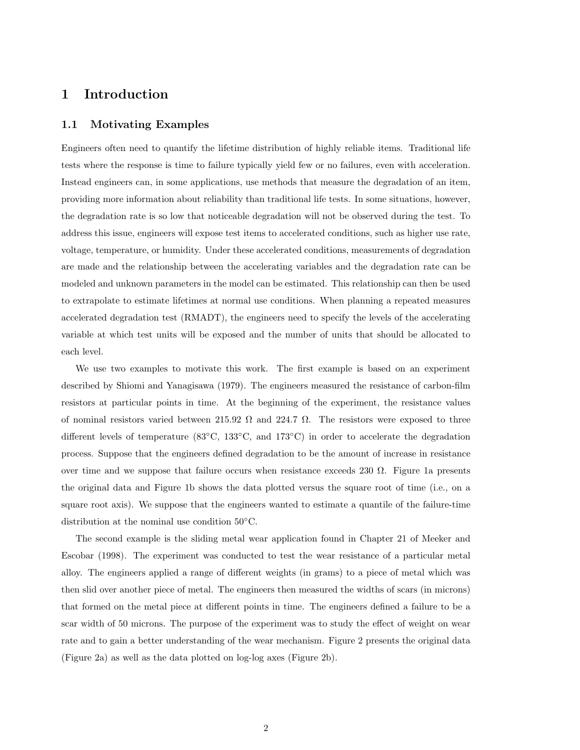# 1 Introduction

## 1.1 Motivating Examples

Engineers often need to quantify the lifetime distribution of highly reliable items. Traditional life tests where the response is time to failure typically yield few or no failures, even with acceleration. Instead engineers can, in some applications, use methods that measure the degradation of an item, providing more information about reliability than traditional life tests. In some situations, however, the degradation rate is so low that noticeable degradation will not be observed during the test. To address this issue, engineers will expose test items to accelerated conditions, such as higher use rate, voltage, temperature, or humidity. Under these accelerated conditions, measurements of degradation are made and the relationship between the accelerating variables and the degradation rate can be modeled and unknown parameters in the model can be estimated. This relationship can then be used to extrapolate to estimate lifetimes at normal use conditions. When planning a repeated measures accelerated degradation test (RMADT), the engineers need to specify the levels of the accelerating variable at which test units will be exposed and the number of units that should be allocated to each level.

We use two examples to motivate this work. The first example is based on an experiment described by Shiomi and Yanagisawa (1979). The engineers measured the resistance of carbon-film resistors at particular points in time. At the beginning of the experiment, the resistance values of nominal resistors varied between 215.92 Ω and 224.7 Ω. The resistors were exposed to three different levels of temperature (83°C, 133°C, and 173°C) in order to accelerate the degradation process. Suppose that the engineers defined degradation to be the amount of increase in resistance over time and we suppose that failure occurs when resistance exceeds 230 Ω. Figure 1a presents the original data and Figure 1b shows the data plotted versus the square root of time (i.e., on a square root axis). We suppose that the engineers wanted to estimate a quantile of the failure-time distribution at the nominal use condition 50°C.

The second example is the sliding metal wear application found in Chapter 21 of Meeker and Escobar (1998). The experiment was conducted to test the wear resistance of a particular metal alloy. The engineers applied a range of different weights (in grams) to a piece of metal which was then slid over another piece of metal. The engineers then measured the widths of scars (in microns) that formed on the metal piece at different points in time. The engineers defined a failure to be a scar width of 50 microns. The purpose of the experiment was to study the effect of weight on wear rate and to gain a better understanding of the wear mechanism. Figure 2 presents the original data (Figure 2a) as well as the data plotted on log-log axes (Figure 2b).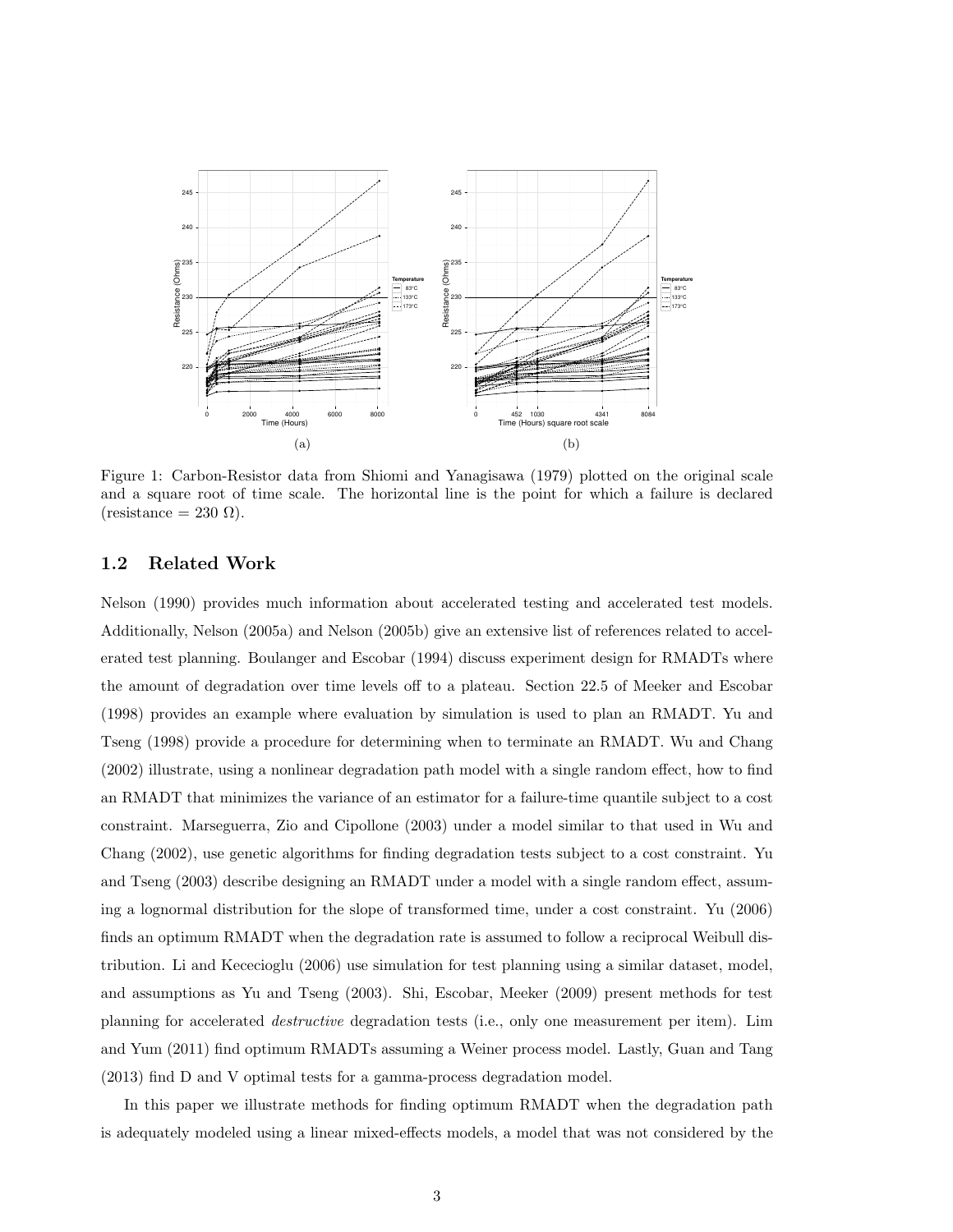Figure 1: Carbon-Resistor data from Shiomi and Yanagisawa (1979) plotted on the original scale and a square root of time scale. The horizontal line is the point for which a failure is declared (resistance = 230 Ω).

### 1.2 Related Work

Nelson (1990) provides much information about accelerated testing and accelerated test models. Additionally, Nelson (2005a) and Nelson (2005b) give an extensive list of references related to accelerated test planning. Boulanger and Escobar (1994) discuss experiment design for RMADTs where the amount of degradation over time levels off to a plateau. Section 22.5 of Meeker and Escobar (1998) provides an example where evaluation by simulation is used to plan an RMADT. Yu and Tseng (1998) provide a procedure for determining when to terminate an RMADT. Wu and Chang (2002) illustrate, using a nonlinear degradation path model with a single random effect, how to find an RMADT that minimizes the variance of an estimator for a failure-time quantile subject to a cost constraint. Marseguerra, Zio and Cipollone (2003) under a model similar to that used in Wu and Chang (2002), use genetic algorithms for finding degradation tests subject to a cost constraint. Yu and Tseng (2003) describe designing an RMADT under a model with a single random effect, assuming a lognormal distribution for the slope of transformed time, under a cost constraint. Yu (2006) finds an optimum RMADT when the degradation rate is assumed to follow a reciprocal Weibull distribution. Li and Kececioglu (2006) use simulation for test planning using a similar dataset, model, and assumptions as Yu and Tseng (2003). Shi, Escobar, Meeker (2009) present methods for test planning for accelerated *destructive* degradation tests (i.e., only one measurement per item). Lim and Yum (2011) find optimum RMADTs assuming a Weiner process model. Lastly, Guan and Tang (2013) find D and V optimal tests for a gamma-process degradation model.

In this paper we illustrate methods for finding optimum RMADT when the degradation path is adequately modeled using a linear mixed-effects models, a model that was not considered by the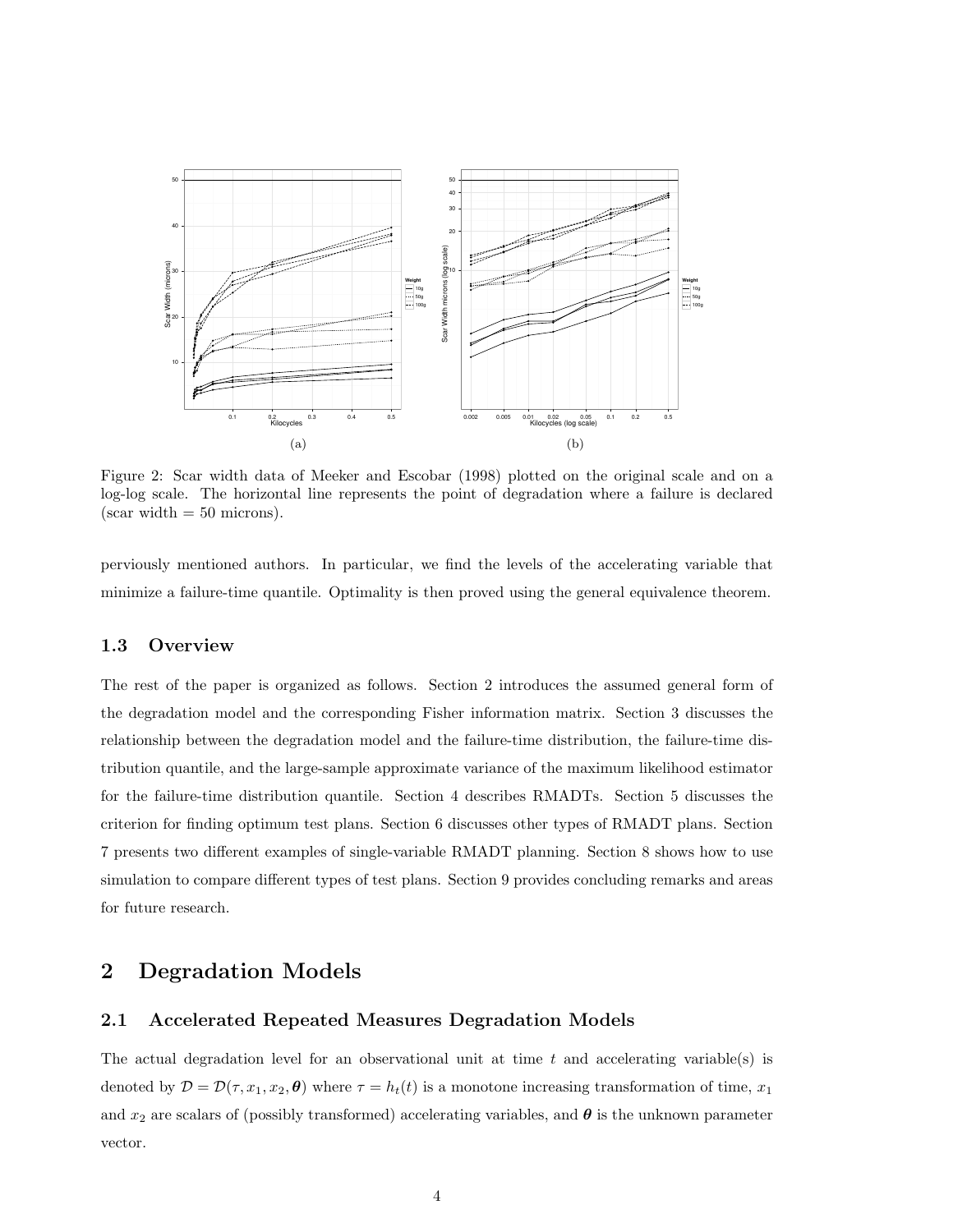(a) (b)

Figure 2: Scar width data of Meeker and Escobar (1998) plotted on the original scale and on a log-log scale. The horizontal line represents the point of degradation where a failure is declared (scar width = 50 microns).

perviously mentioned authors. In particular, we find the levels of the accelerating variable that minimize a failure-time quantile. Optimality is then proved using the general equivalence theorem.

### 1.3 Overview

The rest of the paper is organized as follows. Section 2 introduces the assumed general form of the degradation model and the corresponding Fisher information matrix. Section 3 discusses the relationship between the degradation model and the failure-time distribution, the failure-time distribution quantile, and the large-sample approximate variance of the maximum likelihood estimator for the failure-time distribution quantile. Section 4 describes RMADTs. Section 5 discusses the criterion for finding optimum test plans. Section 6 discusses other types of RMADT plans. Section 7 presents two different examples of single-variable RMADT planning. Section 8 shows how to use simulation to compare different types of test plans. Section 9 provides concluding remarks and areas for future research.

## 2 Degradation Models

### 2.1 Accelerated Repeated Measures Degradation Models

The actual degradation level for an observational unit at time $t$ and accelerating variable(s) is denoted by $\mathcal{D} = \mathcal{D}(\tau, x_1, x_2, \boldsymbol{\theta})$ where $\tau = h_t(t)$ is a monotone increasing transformation of time, $x_1$ and $x_2$ are scalars of (possibly transformed) accelerating variables, and $\boldsymbol{\theta}$ is the unknown parameter vector.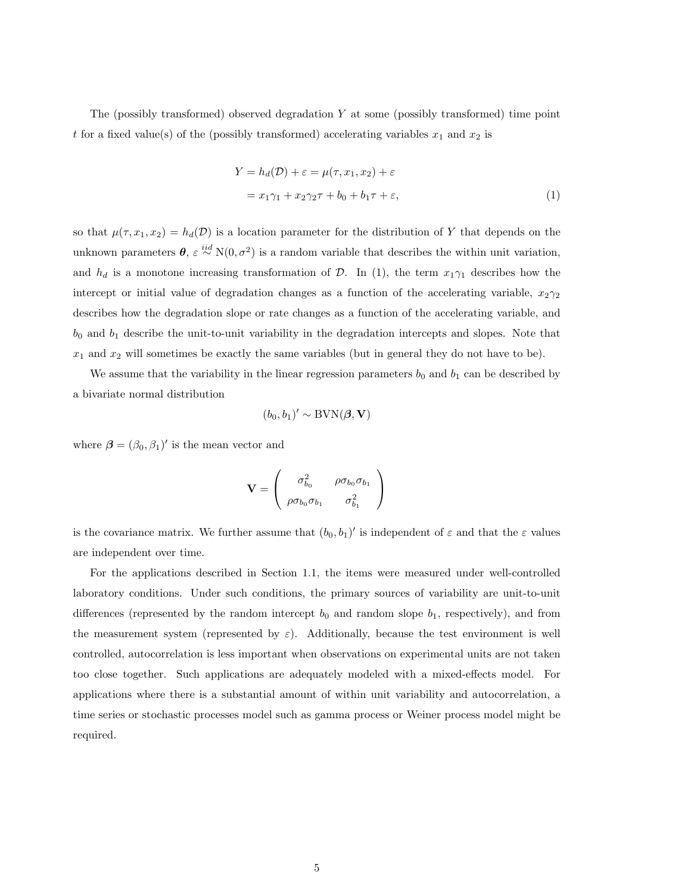The (possibly transformed) observed degradation $Y$ at some (possibly transformed) time point $t$ for a fixed value(s) of the (possibly transformed) accelerating variables $x_1$ and $x_2$ is

$$
\begin{aligned}
Y &= h_d(\mathcal{D}) + \varepsilon = \mu(\tau, x_1, x_2) + \varepsilon \\
&= x_1\gamma_1 + x_2\gamma_2\tau + b_0 + b_1\tau + \varepsilon, \qquad (1)
\end{aligned}
$$

so that $\mu(\tau, x_1, x_2) = h_d(\mathcal{D})$ is a location parameter for the distribution of $Y$ that depends on the unknown parameters $\boldsymbol{\theta}$, $\varepsilon \overset{iid}{\sim} \mathrm{N}(0, \sigma^2)$ is a random variable that describes the within unit variation, and $h_d$ is a monotone increasing transformation of $\mathcal{D}$. In (1), the term $x_1\gamma_1$ describes how the intercept or initial value of degradation changes as a function of the accelerating variable, $x_2\gamma_2$ describes how the degradation slope or rate changes as a function of the accelerating variable, and $b_0$ and $b_1$ describe the unit-to-unit variability in the degradation intercepts and slopes. Note that $x_1$ and $x_2$ will sometimes be exactly the same variables (but in general they do not have to be).

We assume that the variability in the linear regression parameters $b_0$ and $b_1$ can be described by a bivariate normal distribution

$$
(b_0, b_1)' \sim \mathrm{BVN}(\boldsymbol{\beta}, \mathbf{V})
$$

where $\boldsymbol{\beta} = (\beta_0, \beta_1)'$ is the mean vector and

$$
\mathbf{V} = \begin{pmatrix} \sigma_{b_0}^2 & \rho\sigma_{b_0}\sigma_{b_1} \\ \rho\sigma_{b_0}\sigma_{b_1} & \sigma_{b_1}^2 \end{pmatrix}
$$

is the covariance matrix. We further assume that $(b_0, b_1)'$ is independent of $\varepsilon$ and that the $\varepsilon$ values are independent over time.

For the applications described in Section 1.1, the items were measured under well-controlled laboratory conditions. Under such conditions, the primary sources of variability are unit-to-unit differences (represented by the random intercept $b_0$ and random slope $b_1$, respectively), and from the measurement system (represented by $\varepsilon$). Additionally, because the test environment is well controlled, autocorrelation is less important when observations on experimental units are not taken too close together. Such applications are adequately modeled with a mixed-effects model. For applications where there is a substantial amount of within unit variability and autocorrelation, a time series or stochastic processes model such as gamma process or Weiner process model might be required.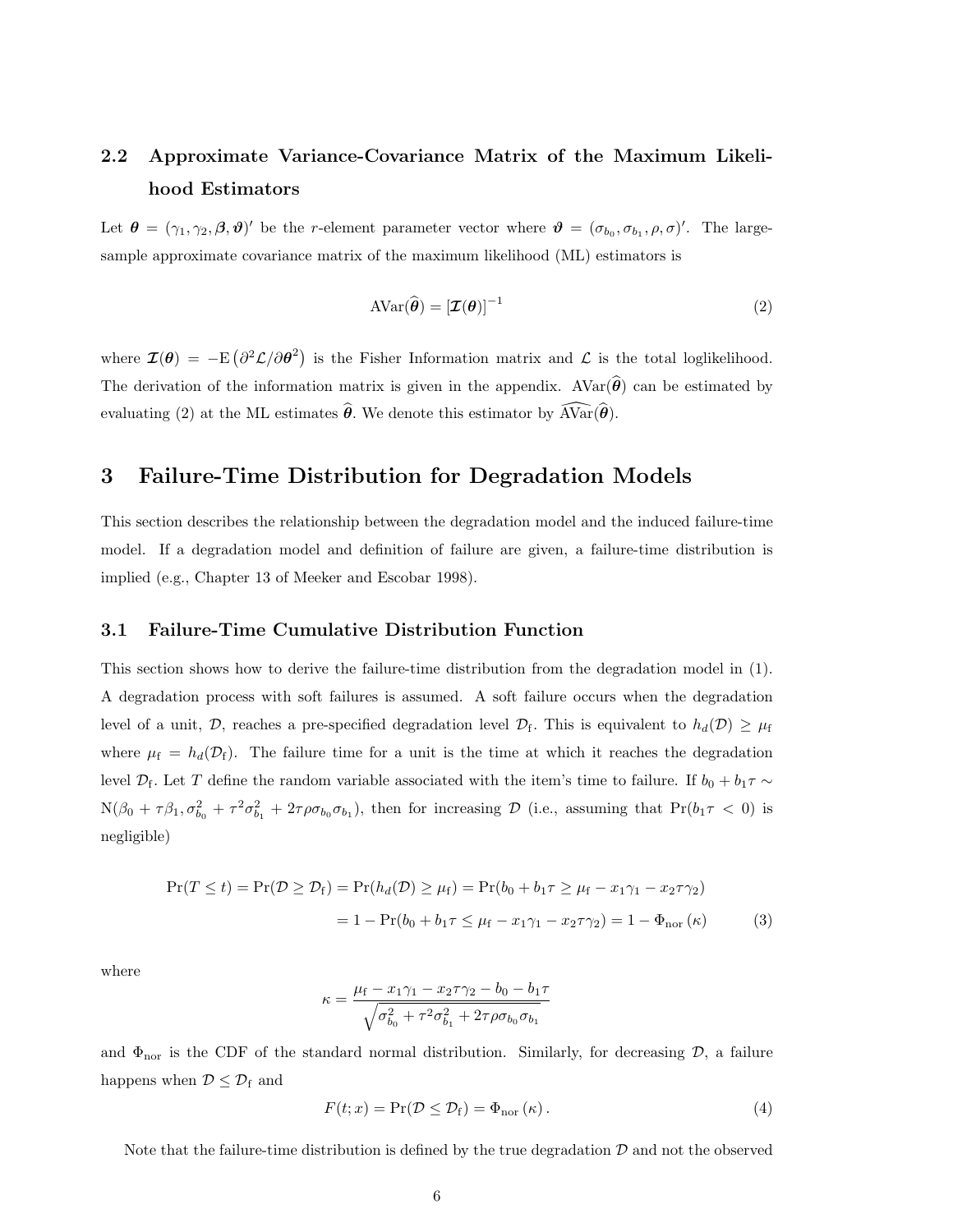## 2.2 Approximate Variance-Covariance Matrix of the Maximum Likelihood Estimators

Let $\boldsymbol{\theta} = (\gamma_1, \gamma_2, \boldsymbol{\beta}, \boldsymbol{\vartheta})'$ be the $r$-element parameter vector where $\boldsymbol{\vartheta} = (\sigma_{b_0}, \sigma_{b_1}, \rho, \sigma)'$. The large-sample approximate covariance matrix of the maximum likelihood (ML) estimators is

$$\text{AVar}(\widehat{\boldsymbol{\theta}}) = [\boldsymbol{\mathcal{I}}(\boldsymbol{\theta})]^{-1} \tag{2}$$

where $\boldsymbol{\mathcal{I}}(\boldsymbol{\theta}) = -\text{E}\left(\partial^2 \mathcal{L}/\partial \boldsymbol{\theta}^2\right)$ is the Fisher Information matrix and $\mathcal{L}$ is the total loglikelihood. The derivation of the information matrix is given in the appendix. $\text{AVar}(\widehat{\boldsymbol{\theta}})$ can be estimated by evaluating (2) at the ML estimates $\widehat{\boldsymbol{\theta}}$. We denote this estimator by $\widehat{\text{AVar}}(\widehat{\boldsymbol{\theta}})$.

# 3 Failure-Time Distribution for Degradation Models

This section describes the relationship between the degradation model and the induced failure-time model. If a degradation model and definition of failure are given, a failure-time distribution is implied (e.g., Chapter 13 of Meeker and Escobar 1998).

## 3.1 Failure-Time Cumulative Distribution Function

This section shows how to derive the failure-time distribution from the degradation model in (1). A degradation process with soft failures is assumed. A soft failure occurs when the degradation level of a unit, $\mathcal{D}$, reaches a pre-specified degradation level $\mathcal{D}_{\text{f}}$. This is equivalent to $h_d(\mathcal{D}) \geq \mu_{\text{f}}$ where $\mu_{\text{f}} = h_d(\mathcal{D}_{\text{f}})$. The failure time for a unit is the time at which it reaches the degradation level $\mathcal{D}_{\text{f}}$. Let $T$ define the random variable associated with the item's time to failure. If $b_0 + b_1\tau \sim \text{N}(\beta_0 + \tau\beta_1, \sigma_{b_0}^2 + \tau^2\sigma_{b_1}^2 + 2\tau\rho\sigma_{b_0}\sigma_{b_1})$, then for increasing $\mathcal{D}$ (i.e., assuming that $\Pr(b_1\tau < 0)$ is negligible)

$$\begin{aligned}
\Pr(T \leq t) = \Pr(\mathcal{D} \geq \mathcal{D}_{\text{f}}) &= \Pr(h_d(\mathcal{D}) \geq \mu_{\text{f}}) = \Pr(b_0 + b_1\tau \geq \mu_{\text{f}} - x_1\gamma_1 - x_2\tau\gamma_2) \\
&= 1 - \Pr(b_0 + b_1\tau \leq \mu_{\text{f}} - x_1\gamma_1 - x_2\tau\gamma_2) = 1 - \Phi_{\text{nor}}(\kappa)
\end{aligned} \tag{3}$$

where

$$\kappa = \frac{\mu_{\text{f}} - x_1\gamma_1 - x_2\tau\gamma_2 - b_0 - b_1\tau}{\sqrt{\sigma_{b_0}^2 + \tau^2\sigma_{b_1}^2 + 2\tau\rho\sigma_{b_0}\sigma_{b_1}}}$$

and $\Phi_{\text{nor}}$ is the CDF of the standard normal distribution. Similarly, for decreasing $\mathcal{D}$, a failure happens when $\mathcal{D} \leq \mathcal{D}_{\text{f}}$ and

$$F(t; x) = \Pr(\mathcal{D} \leq \mathcal{D}_{\text{f}}) = \Phi_{\text{nor}}(\kappa). \tag{4}$$

Note that the failure-time distribution is defined by the true degradation $\mathcal{D}$ and not the observed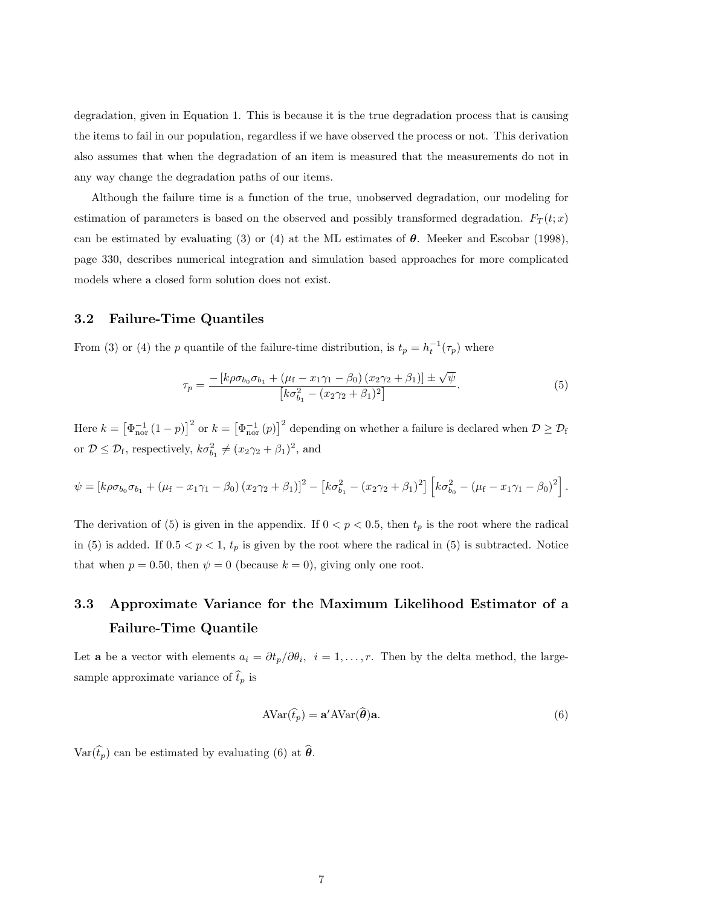degradation, given in Equation 1. This is because it is the true degradation process that is causing the items to fail in our population, regardless if we have observed the process or not. This derivation also assumes that when the degradation of an item is measured that the measurements do not in any way change the degradation paths of our items.

Although the failure time is a function of the true, unobserved degradation, our modeling for estimation of parameters is based on the observed and possibly transformed degradation. $F_T(t;x)$ can be estimated by evaluating (3) or (4) at the ML estimates of $\boldsymbol{\theta}$. Meeker and Escobar (1998), page 330, describes numerical integration and simulation based approaches for more complicated models where a closed form solution does not exist.

### 3.2 Failure-Time Quantiles

From (3) or (4) the $p$ quantile of the failure-time distribution, is $t_p = h_t^{-1}(\tau_p)$ where

$$\tau_p = \frac{-\left[k\rho\sigma_{b_0}\sigma_{b_1} + \left(\mu_{\mathrm{f}} - x_1\gamma_1 - \beta_0\right)\left(x_2\gamma_2 + \beta_1\right)\right] \pm \sqrt{\psi}}{\left[k\sigma_{b_1}^2 - \left(x_2\gamma_2 + \beta_1\right)^2\right]}. \tag{5}$$

Here $k = \left[\Phi_{\mathrm{nor}}^{-1}\left(1-p\right)\right]^2$ or $k = \left[\Phi_{\mathrm{nor}}^{-1}\left(p\right)\right]^2$ depending on whether a failure is declared when $\mathcal{D} \geq \mathcal{D}_{\mathrm{f}}$ or $\mathcal{D} \leq \mathcal{D}_{\mathrm{f}}$, respectively, $k\sigma_{b_1}^2 \neq (x_2\gamma_2 + \beta_1)^2$, and

$$\psi = \left[k\rho\sigma_{b_0}\sigma_{b_1} + \left(\mu_{\mathrm{f}} - x_1\gamma_1 - \beta_0\right)\left(x_2\gamma_2 + \beta_1\right)\right]^2 - \left[k\sigma_{b_1}^2 - \left(x_2\gamma_2 + \beta_1\right)^2\right]\left[k\sigma_{b_0}^2 - \left(\mu_{\mathrm{f}} - x_1\gamma_1 - \beta_0\right)^2\right].$$

The derivation of (5) is given in the appendix. If $0 < p < 0.5$, then $t_p$ is the root where the radical in (5) is added. If $0.5 < p < 1$, $t_p$ is given by the root where the radical in (5) is subtracted. Notice that when $p = 0.50$, then $\psi = 0$ (because $k = 0$), giving only one root.

### 3.3 Approximate Variance for the Maximum Likelihood Estimator of a Failure-Time Quantile

Let $\mathbf{a}$ be a vector with elements $a_i = \partial t_p / \partial \theta_i,\ i = 1, \ldots, r$. Then by the delta method, the large-sample approximate variance of $\widehat{t}_p$ is

$$\mathrm{AVar}(\widehat{t}_p) = \mathbf{a}' \mathrm{AVar}(\widehat{\boldsymbol{\theta}})\mathbf{a}. \tag{6}$$

$\mathrm{Var}(\widehat{t}_p)$ can be estimated by evaluating (6) at $\widehat{\boldsymbol{\theta}}$.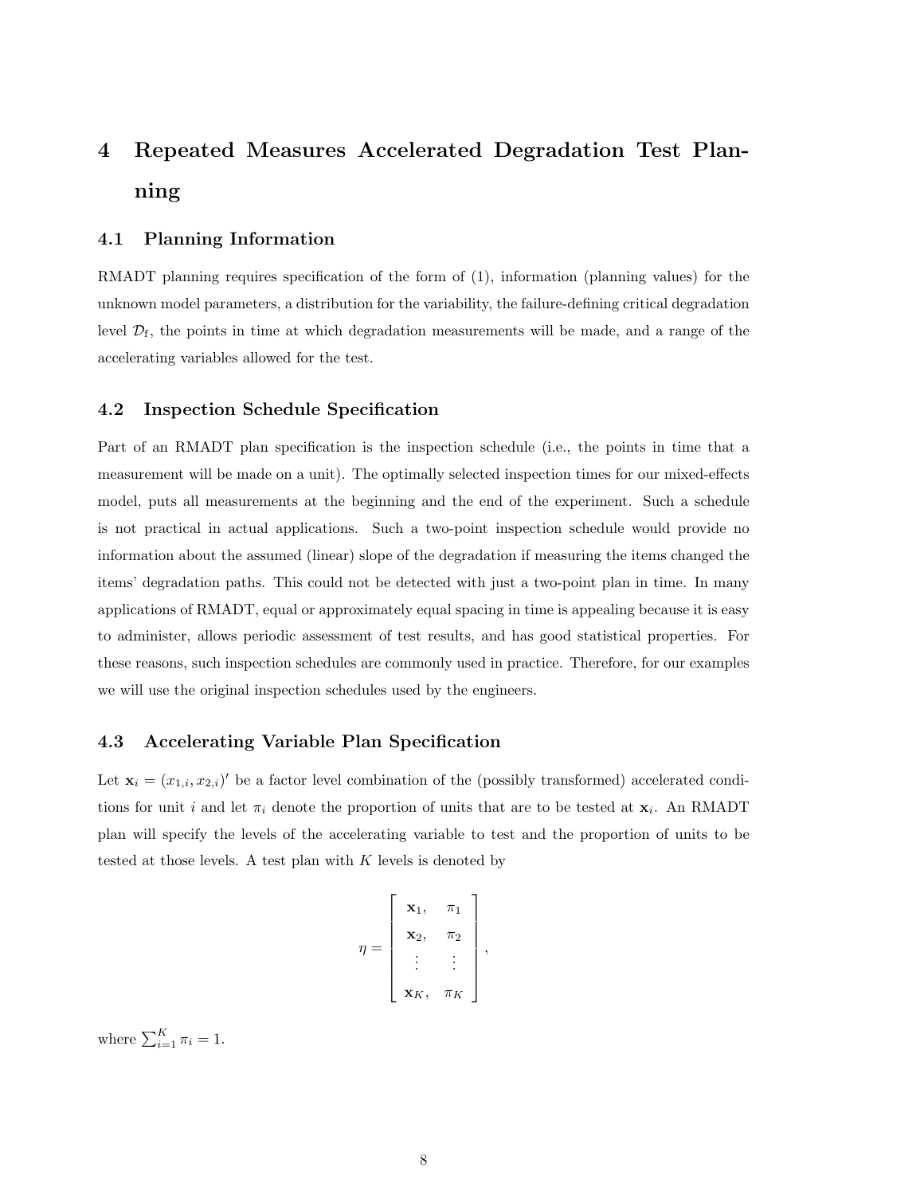# 4 Repeated Measures Accelerated Degradation Test Planning

## 4.1 Planning Information

RMADT planning requires specification of the form of (1), information (planning values) for the unknown model parameters, a distribution for the variability, the failure-defining critical degradation level $\mathcal{D}_{\text{f}}$, the points in time at which degradation measurements will be made, and a range of the accelerating variables allowed for the test.

## 4.2 Inspection Schedule Specification

Part of an RMADT plan specification is the inspection schedule (i.e., the points in time that a measurement will be made on a unit). The optimally selected inspection times for our mixed-effects model, puts all measurements at the beginning and the end of the experiment. Such a schedule is not practical in actual applications. Such a two-point inspection schedule would provide no information about the assumed (linear) slope of the degradation if measuring the items changed the items' degradation paths. This could not be detected with just a two-point plan in time. In many applications of RMADT, equal or approximately equal spacing in time is appealing because it is easy to administer, allows periodic assessment of test results, and has good statistical properties. For these reasons, such inspection schedules are commonly used in practice. Therefore, for our examples we will use the original inspection schedules used by the engineers.

## 4.3 Accelerating Variable Plan Specification

Let $\mathbf{x}_i = (x_{1,i}, x_{2,i})'$ be a factor level combination of the (possibly transformed) accelerated conditions for unit $i$ and let $\pi_i$ denote the proportion of units that are to be tested at $\mathbf{x}_i$. An RMADT plan will specify the levels of the accelerating variable to test and the proportion of units to be tested at those levels. A test plan with $K$ levels is denoted by

$$
\eta = \begin{bmatrix} \mathbf{x}_1, & \pi_1 \\ \mathbf{x}_2, & \pi_2 \\ \vdots & \vdots \\ \mathbf{x}_K, & \pi_K \end{bmatrix},
$$

where $\sum_{i=1}^{K} \pi_i = 1$.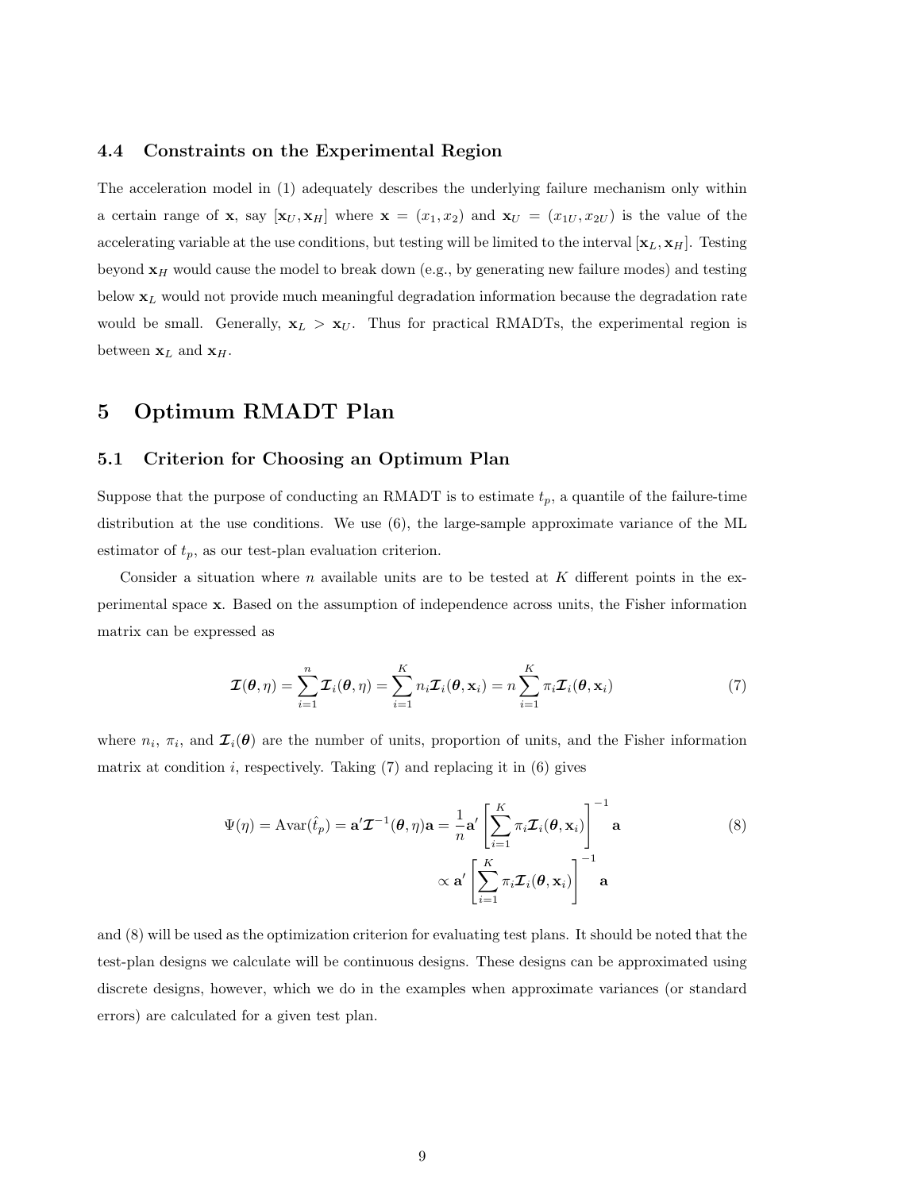### 4.4 Constraints on the Experimental Region

The acceleration model in (1) adequately describes the underlying failure mechanism only within a certain range of $\mathbf{x}$, say $[\mathbf{x}_U, \mathbf{x}_H]$ where $\mathbf{x} = (x_1, x_2)$ and $\mathbf{x}_U = (x_{1U}, x_{2U})$ is the value of the accelerating variable at the use conditions, but testing will be limited to the interval $[\mathbf{x}_L, \mathbf{x}_H]$. Testing beyond $\mathbf{x}_H$ would cause the model to break down (e.g., by generating new failure modes) and testing below $\mathbf{x}_L$ would not provide much meaningful degradation information because the degradation rate would be small. Generally, $\mathbf{x}_L > \mathbf{x}_U$. Thus for practical RMADTs, the experimental region is between $\mathbf{x}_L$ and $\mathbf{x}_H$.

## 5 Optimum RMADT Plan

### 5.1 Criterion for Choosing an Optimum Plan

Suppose that the purpose of conducting an RMADT is to estimate $t_p$, a quantile of the failure-time distribution at the use conditions. We use (6), the large-sample approximate variance of the ML estimator of $t_p$, as our test-plan evaluation criterion.

Consider a situation where $n$ available units are to be tested at $K$ different points in the experimental space $\mathbf{x}$. Based on the assumption of independence across units, the Fisher information matrix can be expressed as

$$\boldsymbol{\mathcal{I}}(\boldsymbol{\theta}, \eta) = \sum_{i=1}^{n} \boldsymbol{\mathcal{I}}_i(\boldsymbol{\theta}, \eta) = \sum_{i=1}^{K} n_i \boldsymbol{\mathcal{I}}_i(\boldsymbol{\theta}, \mathbf{x}_i) = n \sum_{i=1}^{K} \pi_i \boldsymbol{\mathcal{I}}_i(\boldsymbol{\theta}, \mathbf{x}_i) \tag{7}$$

where $n_i$, $\pi_i$, and $\boldsymbol{\mathcal{I}}_i(\boldsymbol{\theta})$ are the number of units, proportion of units, and the Fisher information matrix at condition $i$, respectively. Taking (7) and replacing it in (6) gives

$$\begin{aligned}
\Psi(\eta) = \text{Avar}(\hat{t}_p) = \mathbf{a}' \boldsymbol{\mathcal{I}}^{-1}(\boldsymbol{\theta}, \eta) \mathbf{a} &= \frac{1}{n} \mathbf{a}' \left[ \sum_{i=1}^{K} \pi_i \boldsymbol{\mathcal{I}}_i(\boldsymbol{\theta}, \mathbf{x}_i) \right]^{-1} \mathbf{a} \\
&\propto \mathbf{a}' \left[ \sum_{i=1}^{K} \pi_i \boldsymbol{\mathcal{I}}_i(\boldsymbol{\theta}, \mathbf{x}_i) \right]^{-1} \mathbf{a}
\end{aligned} \tag{8}$$

and (8) will be used as the optimization criterion for evaluating test plans. It should be noted that the test-plan designs we calculate will be continuous designs. These designs can be approximated using discrete designs, however, which we do in the examples when approximate variances (or standard errors) are calculated for a given test plan.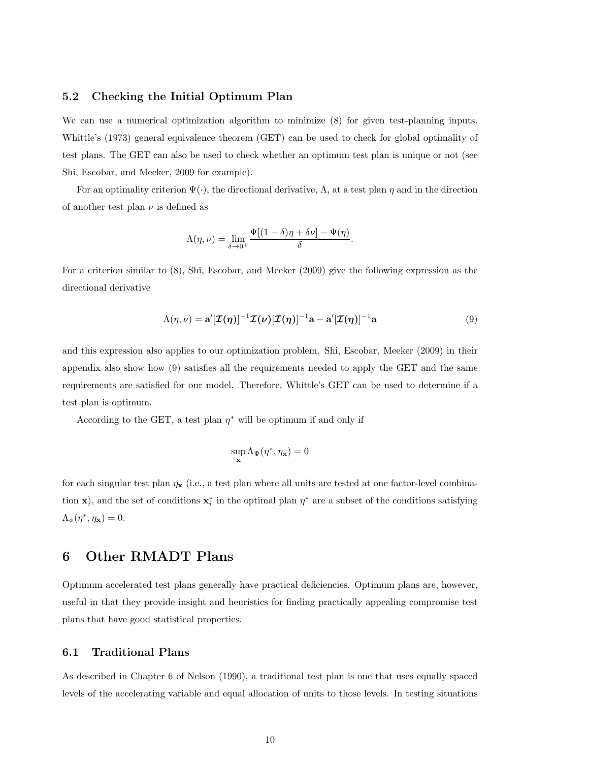### 5.2 Checking the Initial Optimum Plan

We can use a numerical optimization algorithm to minimize (8) for given test-planning inputs. Whittle's (1973) general equivalence theorem (GET) can be used to check for global optimality of test plans. The GET can also be used to check whether an optimum test plan is unique or not (see Shi, Escobar, and Meeker, 2009 for example).

For an optimality criterion $\Psi(\cdot)$, the directional derivative, $\Lambda$, at a test plan $\eta$ and in the direction of another test plan $\nu$ is defined as

$$\Lambda(\eta, \nu) = \lim_{\delta \to 0^+} \frac{\Psi[(1-\delta)\eta + \delta\nu] - \Psi(\eta)}{\delta}.$$

For a criterion similar to (8), Shi, Escobar, and Meeker (2009) give the following expression as the directional derivative

$$\Lambda(\eta, \nu) = \mathbf{a}'[\boldsymbol{\mathcal{I}}(\boldsymbol{\eta})]^{-1}\boldsymbol{\mathcal{I}}(\boldsymbol{\nu})[\boldsymbol{\mathcal{I}}(\boldsymbol{\eta})]^{-1}\mathbf{a} - \mathbf{a}'[\boldsymbol{\mathcal{I}}(\boldsymbol{\eta})]^{-1}\mathbf{a} \tag{9}$$

and this expression also applies to our optimization problem. Shi, Escobar, Meeker (2009) in their appendix also show how (9) satisfies all the requirements needed to apply the GET and the same requirements are satisfied for our model. Therefore, Whittle's GET can be used to determine if a test plan is optimum.

According to the GET, a test plan $\eta^*$ will be optimum if and only if

$$\sup_{\mathbf{x}} \Lambda_{\Psi}(\eta^*, \eta_{\mathbf{x}}) = 0$$

for each singular test plan $\eta_{\mathbf{x}}$ (i.e., a test plan where all units are tested at one factor-level combination $\mathbf{x}$), and the set of conditions $\mathbf{x}_i^*$ in the optimal plan $\eta^*$ are a subset of the conditions satisfying $\Lambda_{\phi}(\eta^*, \eta_{\mathbf{x}}) = 0$.

## 6 Other RMADT Plans

Optimum accelerated test plans generally have practical deficiencies. Optimum plans are, however, useful in that they provide insight and heuristics for finding practically appealing compromise test plans that have good statistical properties.

### 6.1 Traditional Plans

As described in Chapter 6 of Nelson (1990), a traditional test plan is one that uses equally spaced levels of the accelerating variable and equal allocation of units to those levels. In testing situations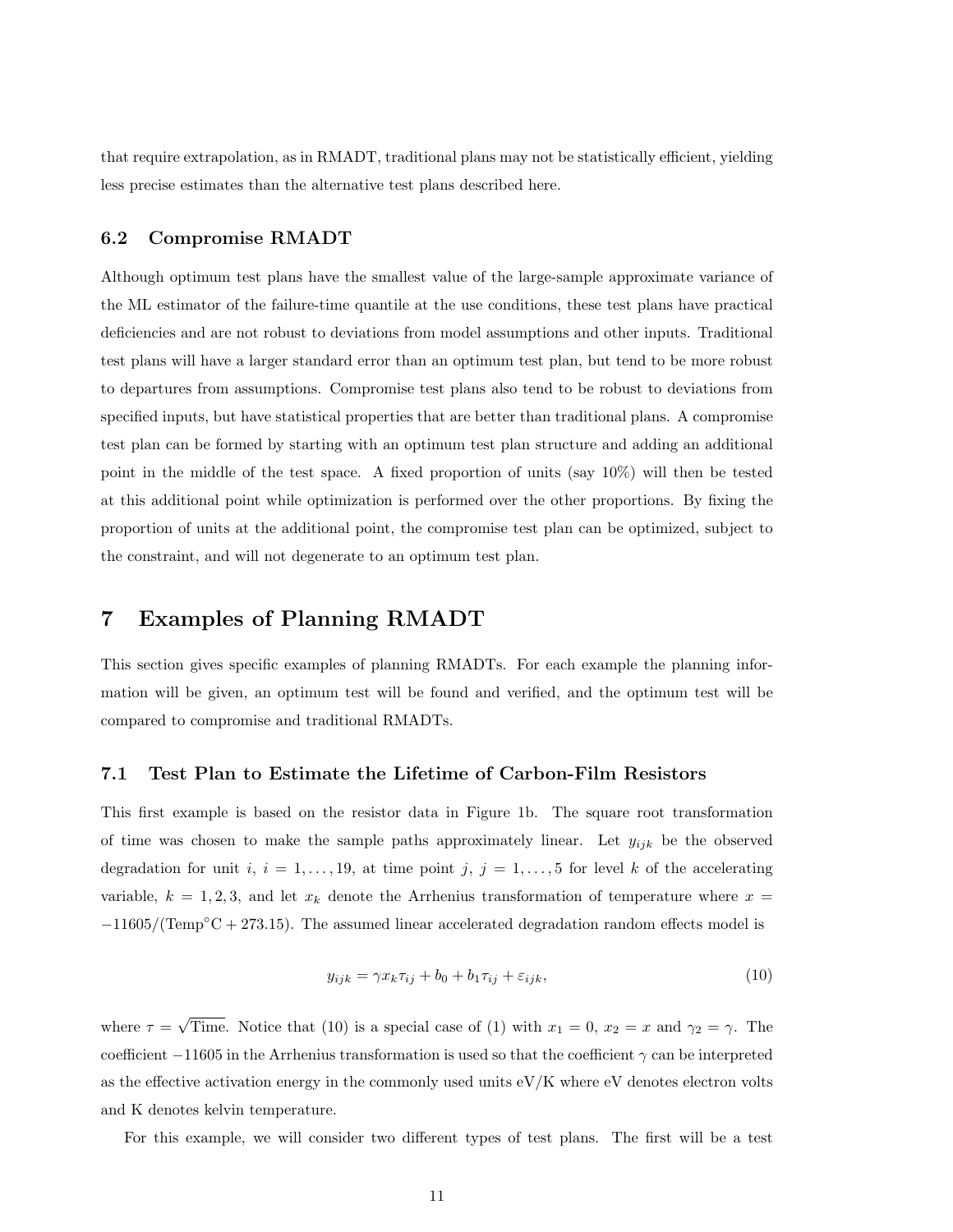that require extrapolation, as in RMADT, traditional plans may not be statistically efficient, yielding less precise estimates than the alternative test plans described here.

### 6.2 Compromise RMADT

Although optimum test plans have the smallest value of the large-sample approximate variance of the ML estimator of the failure-time quantile at the use conditions, these test plans have practical deficiencies and are not robust to deviations from model assumptions and other inputs. Traditional test plans will have a larger standard error than an optimum test plan, but tend to be more robust to departures from assumptions. Compromise test plans also tend to be robust to deviations from specified inputs, but have statistical properties that are better than traditional plans. A compromise test plan can be formed by starting with an optimum test plan structure and adding an additional point in the middle of the test space. A fixed proportion of units (say 10%) will then be tested at this additional point while optimization is performed over the other proportions. By fixing the proportion of units at the additional point, the compromise test plan can be optimized, subject to the constraint, and will not degenerate to an optimum test plan.

## 7 Examples of Planning RMADT

This section gives specific examples of planning RMADTs. For each example the planning information will be given, an optimum test will be found and verified, and the optimum test will be compared to compromise and traditional RMADTs.

### 7.1 Test Plan to Estimate the Lifetime of Carbon-Film Resistors

This first example is based on the resistor data in Figure 1b. The square root transformation of time was chosen to make the sample paths approximately linear. Let $y_{ijk}$ be the observed degradation for unit $i$, $i = 1, \ldots, 19$, at time point $j$, $j = 1, \ldots, 5$ for level $k$ of the accelerating variable, $k = 1, 2, 3$, and let $x_k$ denote the Arrhenius transformation of temperature where $x = -11605/(\text{Temp}°\text{C} + 273.15)$. The assumed linear accelerated degradation random effects model is

$$y_{ijk} = \gamma x_k \tau_{ij} + b_0 + b_1 \tau_{ij} + \varepsilon_{ijk}, \tag{10}$$

where $\tau = \sqrt{\text{Time}}$. Notice that (10) is a special case of (1) with $x_1 = 0$, $x_2 = x$ and $\gamma_2 = \gamma$. The coefficient $-11605$ in the Arrhenius transformation is used so that the coefficient $\gamma$ can be interpreted as the effective activation energy in the commonly used units eV/K where eV denotes electron volts and K denotes kelvin temperature.

For this example, we will consider two different types of test plans. The first will be a test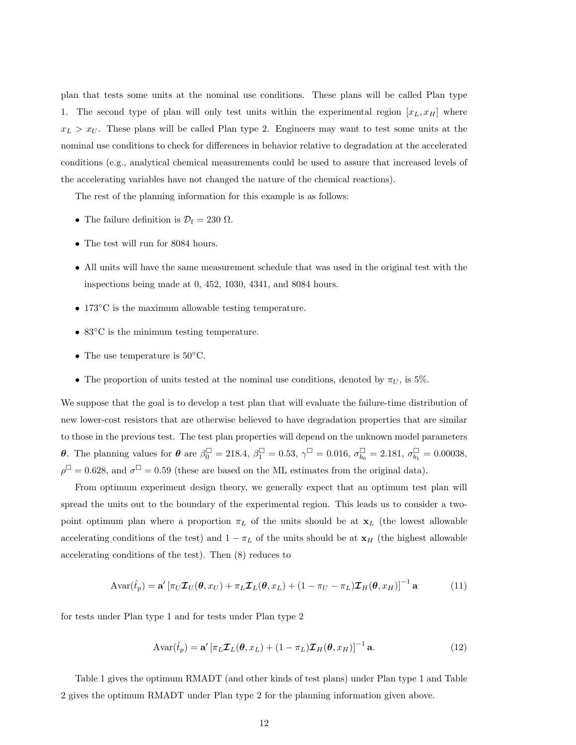plan that tests some units at the nominal use conditions. These plans will be called Plan type 1. The second type of plan will only test units within the experimental region $[x_L, x_H]$ where $x_L > x_U$. These plans will be called Plan type 2. Engineers may want to test some units at the nominal use conditions to check for differences in behavior relative to degradation at the accelerated conditions (e.g., analytical chemical measurements could be used to assure that increased levels of the accelerating variables have not changed the nature of the chemical reactions).

The rest of the planning information for this example is as follows:

- The failure definition is $\mathcal{D}_{\mathrm{f}} = 230\ \Omega$.
- The test will run for 8084 hours.
- All units will have the same measurement schedule that was used in the original test with the inspections being made at 0, 452, 1030, 4341, and 8084 hours.
- 173°C is the maximum allowable testing temperature.
- 83°C is the minimum testing temperature.
- The use temperature is 50°C.
- The proportion of units tested at the nominal use conditions, denoted by $\pi_U$, is 5%.

We suppose that the goal is to develop a test plan that will evaluate the failure-time distribution of new lower-cost resistors that are otherwise believed to have degradation properties that are similar to those in the previous test. The test plan properties will depend on the unknown model parameters $\boldsymbol{\theta}$. The planning values for $\boldsymbol{\theta}$ are $\beta_0^{\square} = 218.4$, $\beta_1^{\square} = 0.53$, $\gamma^{\square} = 0.016$, $\sigma_{b_0}^{\square} = 2.181$, $\sigma_{b_1}^{\square} = 0.00038$, $\rho^{\square} = 0.628$, and $\sigma^{\square} = 0.59$ (these are based on the ML estimates from the original data).

From optimum experiment design theory, we generally expect that an optimum test plan will spread the units out to the boundary of the experimental region. This leads us to consider a two-point optimum plan where a proportion $\pi_L$ of the units should be at $\mathbf{x}_L$ (the lowest allowable accelerating conditions of the test) and $1 - \pi_L$ of the units should be at $\mathbf{x}_H$ (the highest allowable accelerating conditions of the test). Then (8) reduces to

$$\mathrm{Avar}(\hat{t}_p) = \mathbf{a}' \left[\pi_U \boldsymbol{\mathcal{I}}_U(\boldsymbol{\theta}, x_U) + \pi_L \boldsymbol{\mathcal{I}}_L(\boldsymbol{\theta}, x_L) + (1 - \pi_U - \pi_L) \boldsymbol{\mathcal{I}}_H(\boldsymbol{\theta}, x_H)\right]^{-1} \mathbf{a} \tag{11}$$

for tests under Plan type 1 and for tests under Plan type 2

$$\mathrm{Avar}(\hat{t}_p) = \mathbf{a}' \left[\pi_L \boldsymbol{\mathcal{I}}_L(\boldsymbol{\theta}, x_L) + (1 - \pi_L) \boldsymbol{\mathcal{I}}_H(\boldsymbol{\theta}, x_H)\right]^{-1} \mathbf{a}. \tag{12}$$

Table 1 gives the optimum RMADT (and other kinds of test plans) under Plan type 1 and Table 2 gives the optimum RMADT under Plan type 2 for the planning information given above.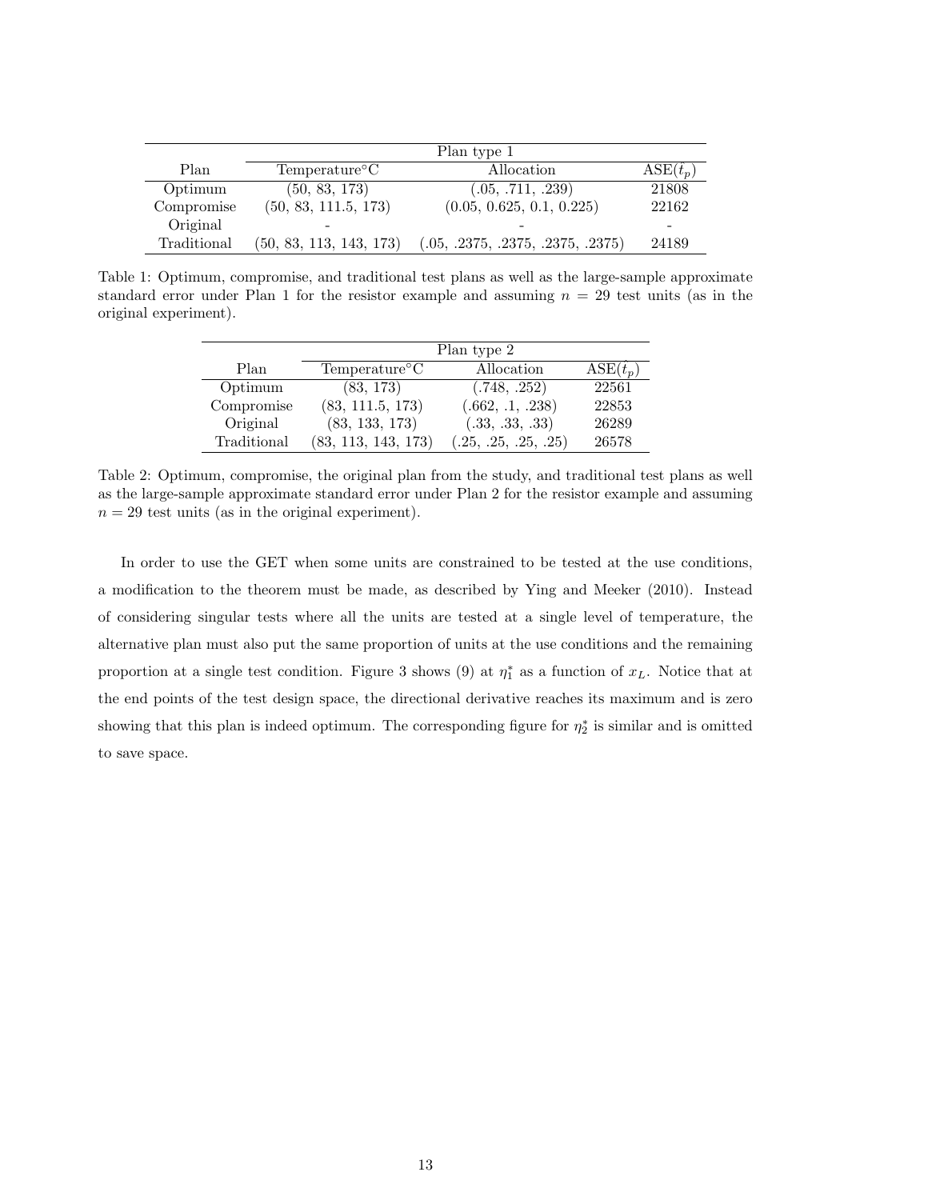| | Plan type 1 | | |
|---|---|---|---|
| Plan | Temperature°C | Allocation | ASE($\hat{t}_p$) |
| Optimum | (50, 83, 173) | (.05, .711, .239) | 21808 |
| Compromise | (50, 83, 111.5, 173) | (0.05, 0.625, 0.1, 0.225) | 22162 |
| Original | - | - | - |
| Traditional | (50, 83, 113, 143, 173) | (.05, .2375, .2375, .2375, .2375) | 24189 |

Table 1: Optimum, compromise, and traditional test plans as well as the large-sample approximate standard error under Plan 1 for the resistor example and assuming $n = 29$ test units (as in the original experiment).

| | Plan type 2 | | |
|---|---|---|---|
| Plan | Temperature°C | Allocation | ASE($\hat{t}_p$) |
| Optimum | (83, 173) | (.748, .252) | 22561 |
| Compromise | (83, 111.5, 173) | (.662, .1, .238) | 22853 |
| Original | (83, 133, 173) | (.33, .33, .33) | 26289 |
| Traditional | (83, 113, 143, 173) | (.25, .25, .25, .25) | 26578 |

Table 2: Optimum, compromise, the original plan from the study, and traditional test plans as well as the large-sample approximate standard error under Plan 2 for the resistor example and assuming $n = 29$ test units (as in the original experiment).

In order to use the GET when some units are constrained to be tested at the use conditions, a modification to the theorem must be made, as described by Ying and Meeker (2010). Instead of considering singular tests where all the units are tested at a single level of temperature, the alternative plan must also put the same proportion of units at the use conditions and the remaining proportion at a single test condition. Figure 3 shows (9) at $\eta_1^*$ as a function of $x_L$. Notice that at the end points of the test design space, the directional derivative reaches its maximum and is zero showing that this plan is indeed optimum. The corresponding figure for $\eta_2^*$ is similar and is omitted to save space.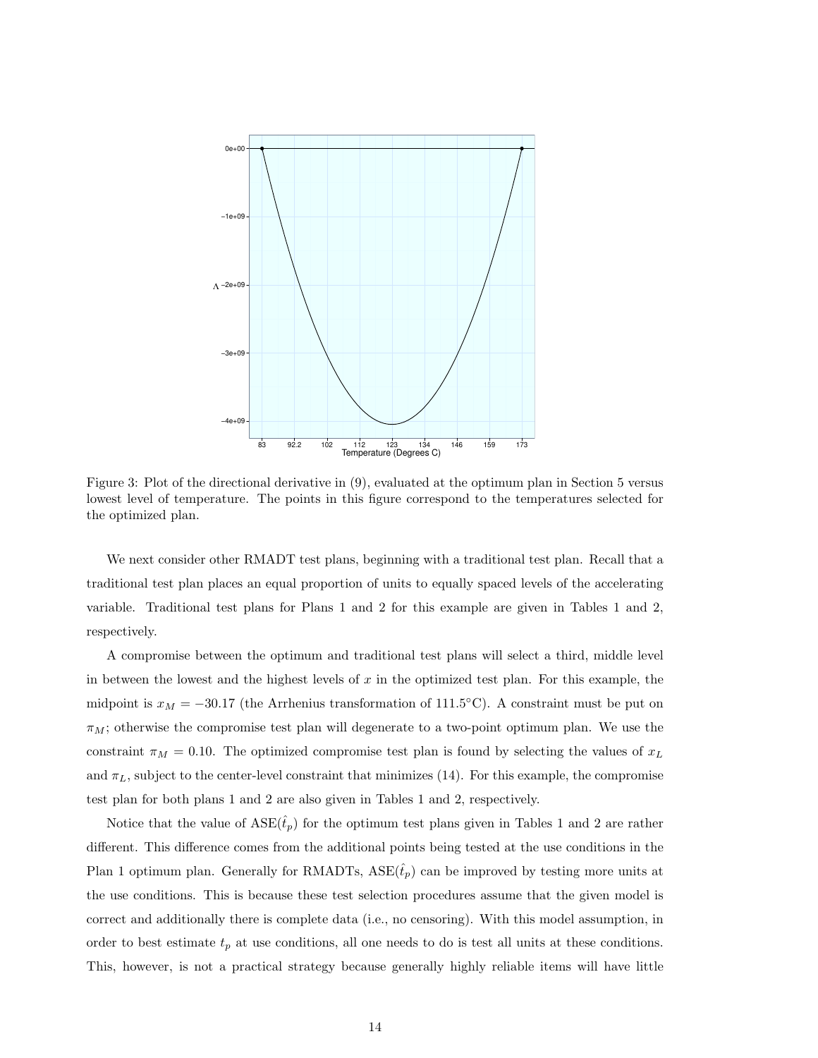Figure 3: Plot of the directional derivative in (9), evaluated at the optimum plan in Section 5 versus lowest level of temperature. The points in this figure correspond to the temperatures selected for the optimized plan.

We next consider other RMADT test plans, beginning with a traditional test plan. Recall that a traditional test plan places an equal proportion of units to equally spaced levels of the accelerating variable. Traditional test plans for Plans 1 and 2 for this example are given in Tables 1 and 2, respectively.

A compromise between the optimum and traditional test plans will select a third, middle level in between the lowest and the highest levels of $x$ in the optimized test plan. For this example, the midpoint is $x_M = -30.17$ (the Arrhenius transformation of 111.5°C). A constraint must be put on $\pi_M$; otherwise the compromise test plan will degenerate to a two-point optimum plan. We use the constraint $\pi_M = 0.10$. The optimized compromise test plan is found by selecting the values of $x_L$ and $\pi_L$, subject to the center-level constraint that minimizes (14). For this example, the compromise test plan for both plans 1 and 2 are also given in Tables 1 and 2, respectively.

Notice that the value of $\text{ASE}(\hat{t}_p)$ for the optimum test plans given in Tables 1 and 2 are rather different. This difference comes from the additional points being tested at the use conditions in the Plan 1 optimum plan. Generally for RMADTs, $\text{ASE}(\hat{t}_p)$ can be improved by testing more units at the use conditions. This is because these test selection procedures assume that the given model is correct and additionally there is complete data (i.e., no censoring). With this model assumption, in order to best estimate $t_p$ at use conditions, all one needs to do is test all units at these conditions. This, however, is not a practical strategy because generally highly reliable items will have little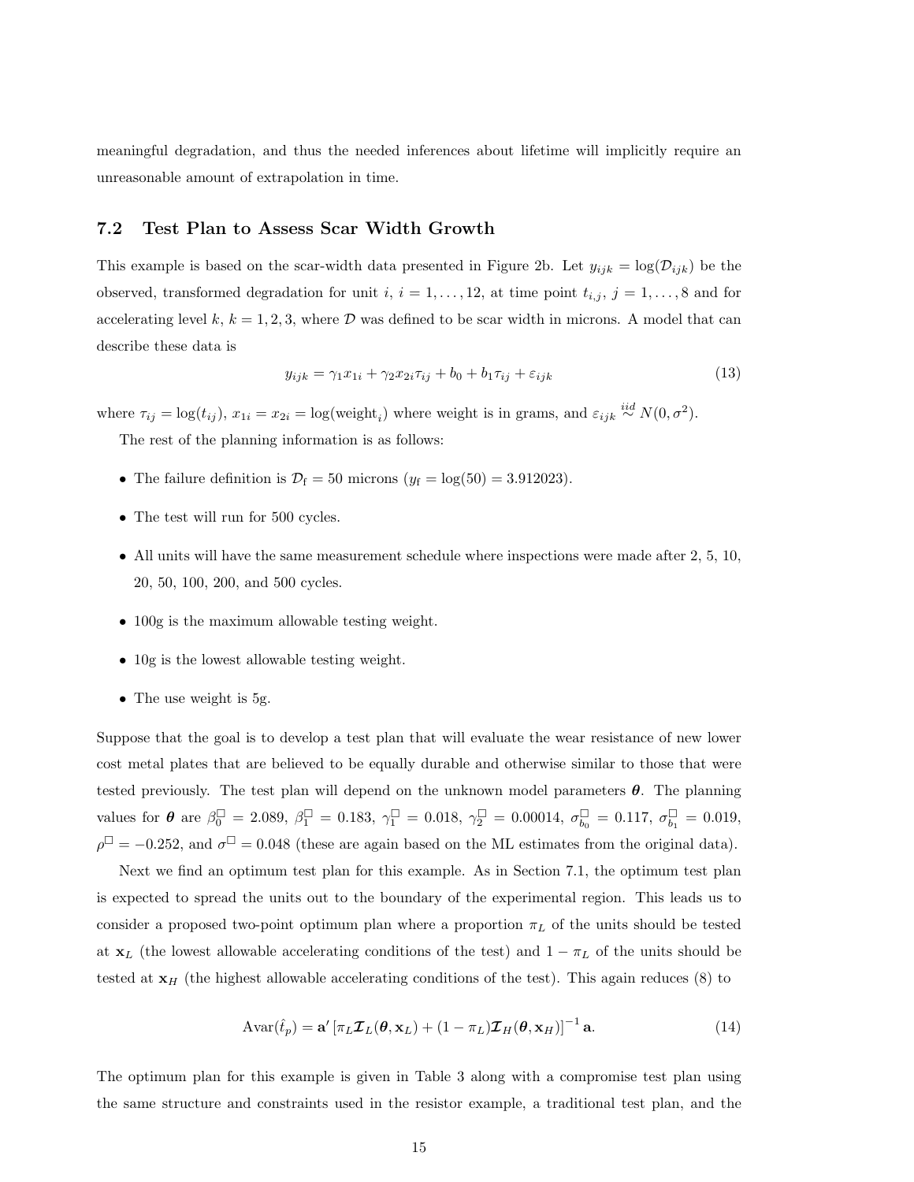meaningful degradation, and thus the needed inferences about lifetime will implicitly require an unreasonable amount of extrapolation in time.

### 7.2 Test Plan to Assess Scar Width Growth

This example is based on the scar-width data presented in Figure 2b. Let $y_{ijk} = \log(\mathcal{D}_{ijk})$ be the observed, transformed degradation for unit $i$, $i = 1, \ldots, 12$, at time point $t_{i,j}$, $j = 1, \ldots, 8$ and for accelerating level $k$, $k = 1, 2, 3$, where $\mathcal{D}$ was defined to be scar width in microns. A model that can describe these data is

$$y_{ijk} = \gamma_1 x_{1i} + \gamma_2 x_{2i} \tau_{ij} + b_0 + b_1 \tau_{ij} + \varepsilon_{ijk} \tag{13}$$

where $\tau_{ij} = \log(t_{ij})$, $x_{1i} = x_{2i} = \log(\text{weight}_i)$ where weight is in grams, and $\varepsilon_{ijk} \overset{iid}{\sim} N(0, \sigma^2)$.

The rest of the planning information is as follows:

- The failure definition is $\mathcal{D}_{\text{f}} = 50$ microns ($y_{\text{f}} = \log(50) = 3.912023$).
- The test will run for 500 cycles.
- All units will have the same measurement schedule where inspections were made after 2, 5, 10, 20, 50, 100, 200, and 500 cycles.
- 100g is the maximum allowable testing weight.
- 10g is the lowest allowable testing weight.
- The use weight is 5g.

Suppose that the goal is to develop a test plan that will evaluate the wear resistance of new lower cost metal plates that are believed to be equally durable and otherwise similar to those that were tested previously. The test plan will depend on the unknown model parameters $\boldsymbol{\theta}$. The planning values for $\boldsymbol{\theta}$ are $\beta_0^{\square} = 2.089$, $\beta_1^{\square} = 0.183$, $\gamma_1^{\square} = 0.018$, $\gamma_2^{\square} = 0.00014$, $\sigma_{b_0}^{\square} = 0.117$, $\sigma_{b_1}^{\square} = 0.019$, $\rho^{\square} = -0.252$, and $\sigma^{\square} = 0.048$ (these are again based on the ML estimates from the original data).

Next we find an optimum test plan for this example. As in Section 7.1, the optimum test plan is expected to spread the units out to the boundary of the experimental region. This leads us to consider a proposed two-point optimum plan where a proportion $\pi_L$ of the units should be tested at $\mathbf{x}_L$ (the lowest allowable accelerating conditions of the test) and $1 - \pi_L$ of the units should be tested at $\mathbf{x}_H$ (the highest allowable accelerating conditions of the test). This again reduces (8) to

$$\text{Avar}(\hat{t}_p) = \mathbf{a}' \left[ \pi_L \boldsymbol{\mathcal{I}}_L(\boldsymbol{\theta}, \mathbf{x}_L) + (1 - \pi_L) \boldsymbol{\mathcal{I}}_H(\boldsymbol{\theta}, \mathbf{x}_H) \right]^{-1} \mathbf{a}. \tag{14}$$

The optimum plan for this example is given in Table 3 along with a compromise test plan using the same structure and constraints used in the resistor example, a traditional test plan, and the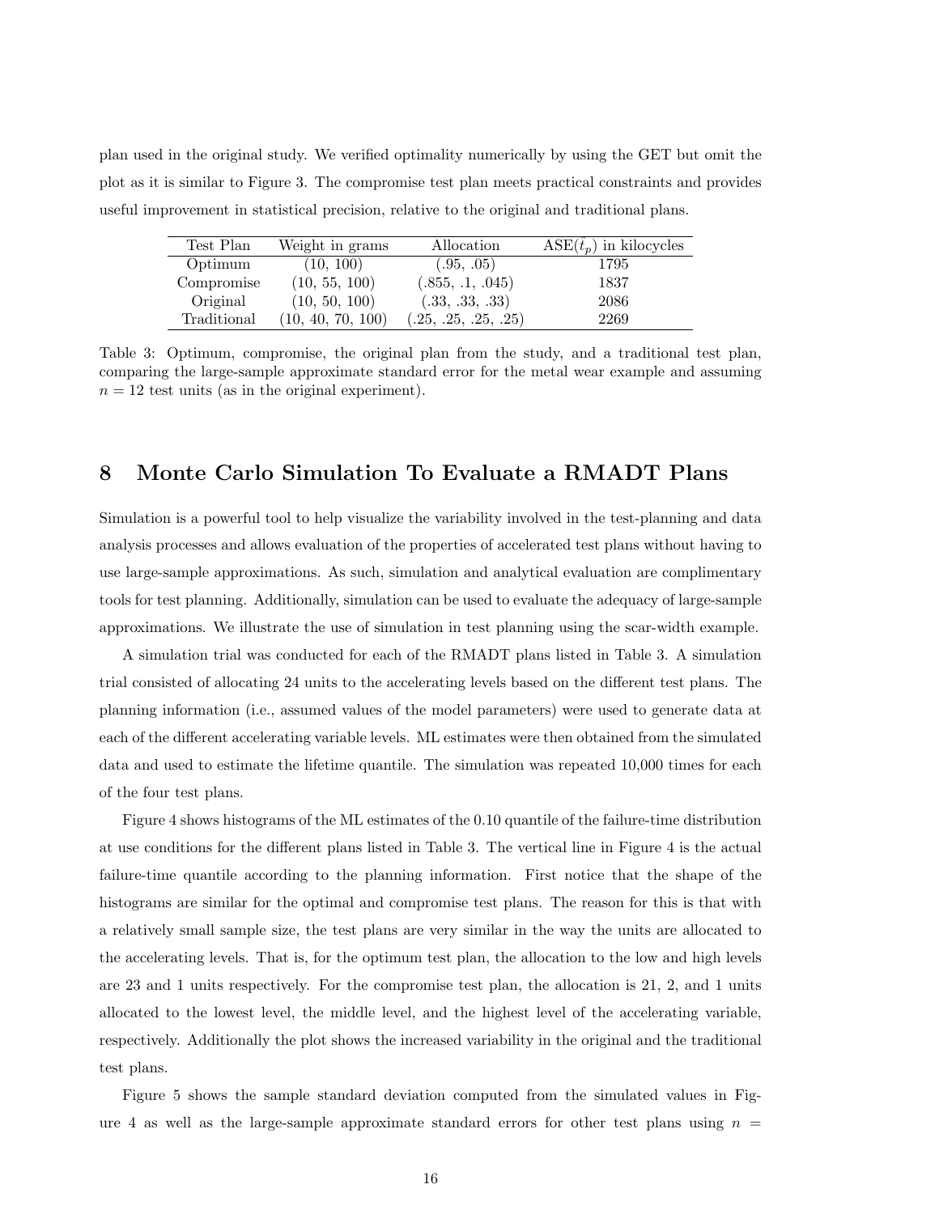plan used in the original study. We verified optimality numerically by using the GET but omit the plot as it is similar to Figure 3. The compromise test plan meets practical constraints and provides useful improvement in statistical precision, relative to the original and traditional plans.

| Test Plan | Weight in grams | Allocation | ASE($\hat{t}_p$) in kilocycles |
|---|---|---|---|
| Optimum | (10, 100) | (.95, .05) | 1795 |
| Compromise | (10, 55, 100) | (.855, .1, .045) | 1837 |
| Original | (10, 50, 100) | (.33, .33, .33) | 2086 |
| Traditional | (10, 40, 70, 100) | (.25, .25, .25, .25) | 2269 |

Table 3: Optimum, compromise, the original plan from the study, and a traditional test plan, comparing the large-sample approximate standard error for the metal wear example and assuming $n = 12$ test units (as in the original experiment).

## 8 Monte Carlo Simulation To Evaluate a RMADT Plans

Simulation is a powerful tool to help visualize the variability involved in the test-planning and data analysis processes and allows evaluation of the properties of accelerated test plans without having to use large-sample approximations. As such, simulation and analytical evaluation are complimentary tools for test planning. Additionally, simulation can be used to evaluate the adequacy of large-sample approximations. We illustrate the use of simulation in test planning using the scar-width example.

A simulation trial was conducted for each of the RMADT plans listed in Table 3. A simulation trial consisted of allocating 24 units to the accelerating levels based on the different test plans. The planning information (i.e., assumed values of the model parameters) were used to generate data at each of the different accelerating variable levels. ML estimates were then obtained from the simulated data and used to estimate the lifetime quantile. The simulation was repeated 10,000 times for each of the four test plans.

Figure 4 shows histograms of the ML estimates of the 0.10 quantile of the failure-time distribution at use conditions for the different plans listed in Table 3. The vertical line in Figure 4 is the actual failure-time quantile according to the planning information. First notice that the shape of the histograms are similar for the optimal and compromise test plans. The reason for this is that with a relatively small sample size, the test plans are very similar in the way the units are allocated to the accelerating levels. That is, for the optimum test plan, the allocation to the low and high levels are 23 and 1 units respectively. For the compromise test plan, the allocation is 21, 2, and 1 units allocated to the lowest level, the middle level, and the highest level of the accelerating variable, respectively. Additionally the plot shows the increased variability in the original and the traditional test plans.

Figure 5 shows the sample standard deviation computed from the simulated values in Figure 4 as well as the large-sample approximate standard errors for other test plans using $n =$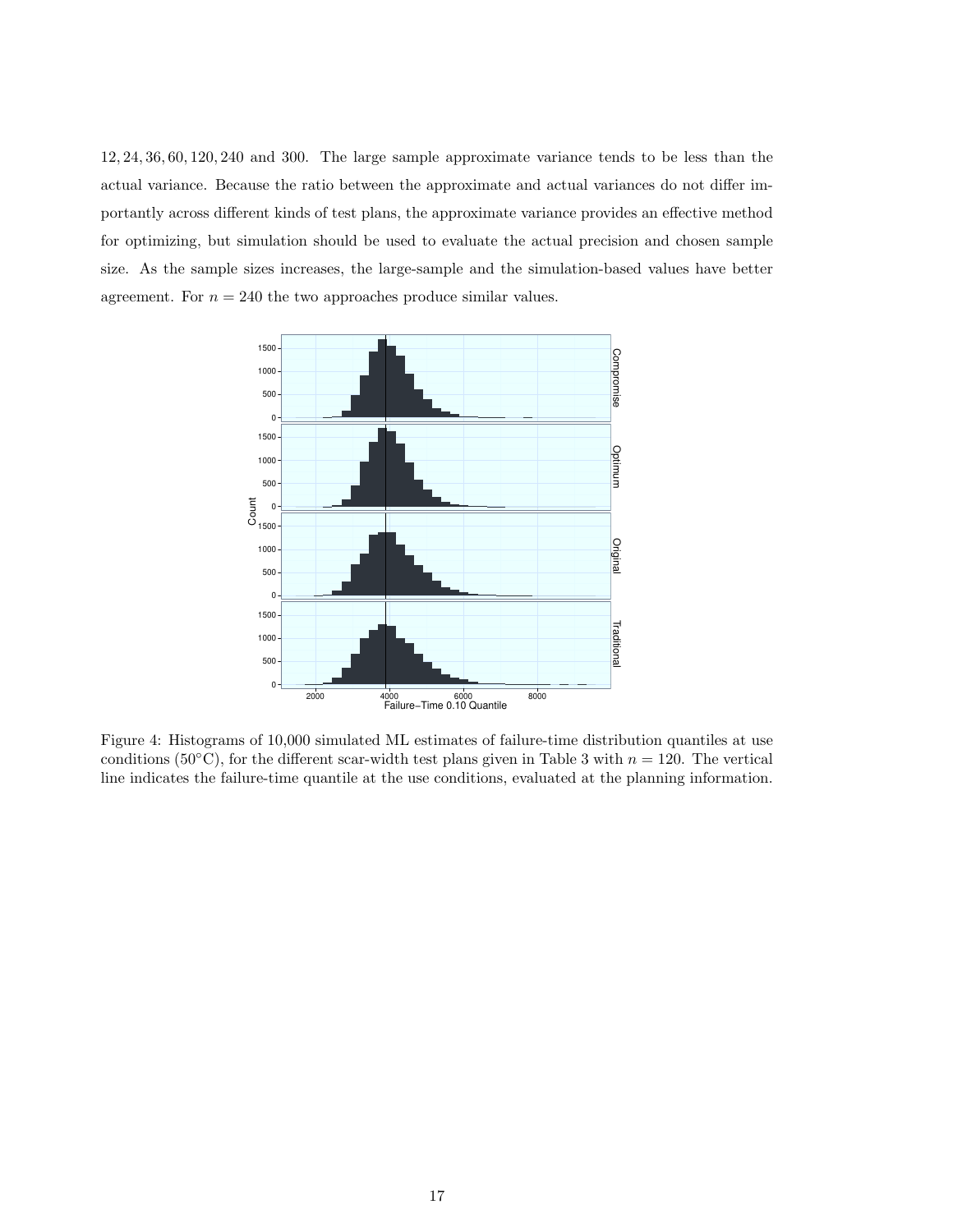12, 24, 36, 60, 120, 240 and 300. The large sample approximate variance tends to be less than the actual variance. Because the ratio between the approximate and actual variances do not differ importantly across different kinds of test plans, the approximate variance provides an effective method for optimizing, but simulation should be used to evaluate the actual precision and chosen sample size. As the sample sizes increases, the large-sample and the simulation-based values have better agreement. For $n = 240$ the two approaches produce similar values.

Figure 4: Histograms of 10,000 simulated ML estimates of failure-time distribution quantiles at use conditions (50°C), for the different scar-width test plans given in Table 3 with $n = 120$. The vertical line indicates the failure-time quantile at the use conditions, evaluated at the planning information.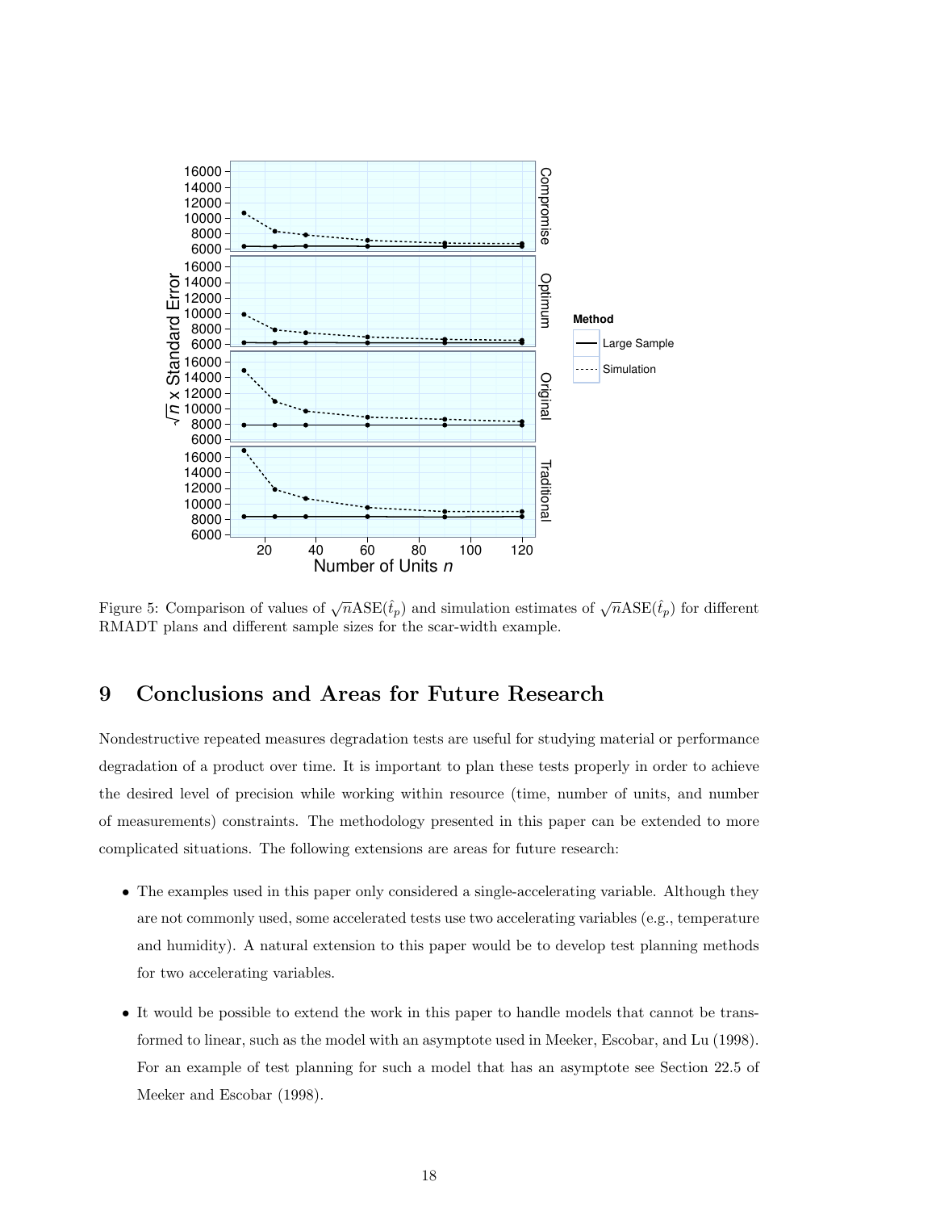Figure 5: Comparison of values of $\sqrt{n}\text{ASE}(\hat{t}_p)$ and simulation estimates of $\sqrt{n}\text{ASE}(\hat{t}_p)$ for different RMADT plans and different sample sizes for the scar-width example.

# 9 Conclusions and Areas for Future Research

Nondestructive repeated measures degradation tests are useful for studying material or performance degradation of a product over time. It is important to plan these tests properly in order to achieve the desired level of precision while working within resource (time, number of units, and number of measurements) constraints. The methodology presented in this paper can be extended to more complicated situations. The following extensions are areas for future research:

- The examples used in this paper only considered a single-accelerating variable. Although they are not commonly used, some accelerated tests use two accelerating variables (e.g., temperature and humidity). A natural extension to this paper would be to develop test planning methods for two accelerating variables.

- It would be possible to extend the work in this paper to handle models that cannot be transformed to linear, such as the model with an asymptote used in Meeker, Escobar, and Lu (1998). For an example of test planning for such a model that has an asymptote see Section 22.5 of Meeker and Escobar (1998).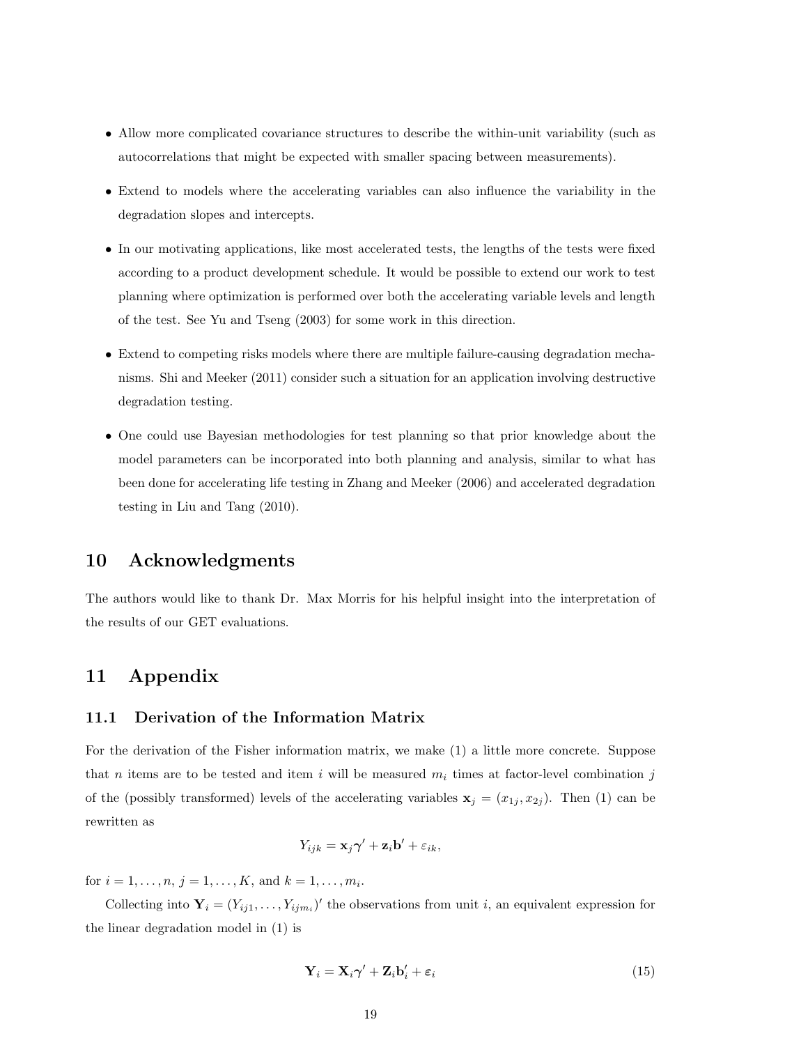- Allow more complicated covariance structures to describe the within-unit variability (such as autocorrelations that might be expected with smaller spacing between measurements).
- Extend to models where the accelerating variables can also influence the variability in the degradation slopes and intercepts.
- In our motivating applications, like most accelerated tests, the lengths of the tests were fixed according to a product development schedule. It would be possible to extend our work to test planning where optimization is performed over both the accelerating variable levels and length of the test. See Yu and Tseng (2003) for some work in this direction.
- Extend to competing risks models where there are multiple failure-causing degradation mechanisms. Shi and Meeker (2011) consider such a situation for an application involving destructive degradation testing.
- One could use Bayesian methodologies for test planning so that prior knowledge about the model parameters can be incorporated into both planning and analysis, similar to what has been done for accelerating life testing in Zhang and Meeker (2006) and accelerated degradation testing in Liu and Tang (2010).

# 10 Acknowledgments

The authors would like to thank Dr. Max Morris for his helpful insight into the interpretation of the results of our GET evaluations.

# 11 Appendix

## 11.1 Derivation of the Information Matrix

For the derivation of the Fisher information matrix, we make (1) a little more concrete. Suppose that $n$ items are to be tested and item $i$ will be measured $m_i$ times at factor-level combination $j$ of the (possibly transformed) levels of the accelerating variables $\mathbf{x}_j = (x_{1j}, x_{2j})$. Then (1) can be rewritten as

$$Y_{ijk} = \mathbf{x}_j \boldsymbol{\gamma}' + \mathbf{z}_i \mathbf{b}' + \varepsilon_{ik},$$

for $i = 1, \ldots, n$, $j = 1, \ldots, K$, and $k = 1, \ldots, m_i$.

Collecting into $\mathbf{Y}_i = (Y_{ij1}, \ldots, Y_{ijm_i})'$ the observations from unit $i$, an equivalent expression for the linear degradation model in (1) is

$$\mathbf{Y}_i = \mathbf{X}_i \boldsymbol{\gamma}' + \mathbf{Z}_i \mathbf{b}_i' + \boldsymbol{\varepsilon}_i \tag{15}$$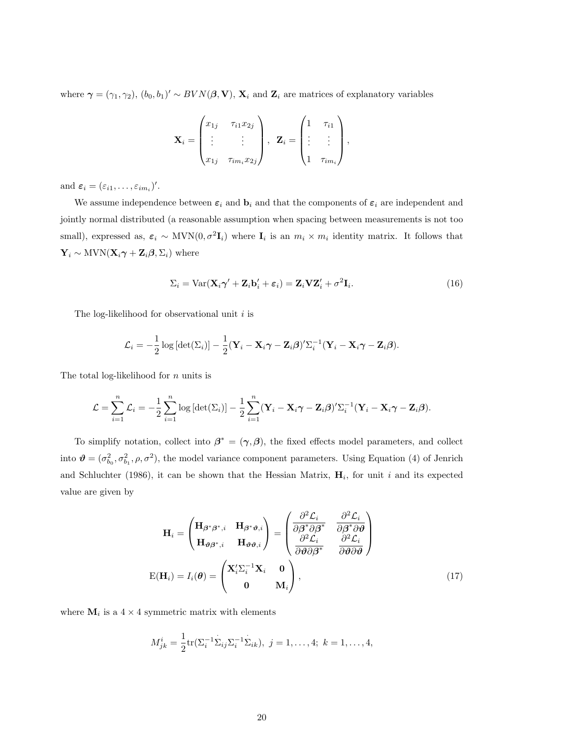where $\boldsymbol{\gamma} = (\gamma_1, \gamma_2)$, $(b_0, b_1)' \sim BVN(\boldsymbol{\beta}, \mathbf{V})$, $\mathbf{X}_i$ and $\mathbf{Z}_i$ are matrices of explanatory variables

$$\mathbf{X}_i = \begin{pmatrix} x_{1j} & \tau_{i1} x_{2j} \\ \vdots & \vdots \\ x_{1j} & \tau_{im_i} x_{2j} \end{pmatrix}, \ \ \mathbf{Z}_i = \begin{pmatrix} 1 & \tau_{i1} \\ \vdots & \vdots \\ 1 & \tau_{im_i} \end{pmatrix},$$

and $\boldsymbol{\varepsilon}_i = (\varepsilon_{i1}, \ldots, \varepsilon_{im_i})'$.

We assume independence between $\boldsymbol{\varepsilon}_i$ and $\mathbf{b}_i$ and that the components of $\boldsymbol{\varepsilon}_i$ are independent and jointly normal distributed (a reasonable assumption when spacing between measurements is not too small), expressed as, $\boldsymbol{\varepsilon}_i \sim \text{MVN}(0, \sigma^2 \mathbf{I}_i)$ where $\mathbf{I}_i$ is an $m_i \times m_i$ identity matrix. It follows that $\mathbf{Y}_i \sim \text{MVN}(\mathbf{X}_i \boldsymbol{\gamma} + \mathbf{Z}_i \boldsymbol{\beta}, \Sigma_i)$ where

$$\Sigma_i = \text{Var}(\mathbf{X}_i \boldsymbol{\gamma}' + \mathbf{Z}_i \mathbf{b}_i' + \boldsymbol{\varepsilon}_i) = \mathbf{Z}_i \mathbf{V} \mathbf{Z}_i' + \sigma^2 \mathbf{I}_i. \tag{16}$$

The log-likelihood for observational unit $i$ is

$$\mathcal{L}_i = -\frac{1}{2} \log\left[\det(\Sigma_i)\right] - \frac{1}{2} (\mathbf{Y}_i - \mathbf{X}_i \boldsymbol{\gamma} - \mathbf{Z}_i \boldsymbol{\beta})' \Sigma_i^{-1} (\mathbf{Y}_i - \mathbf{X}_i \boldsymbol{\gamma} - \mathbf{Z}_i \boldsymbol{\beta}).$$

The total log-likelihood for $n$ units is

$$\mathcal{L} = \sum_{i=1}^{n} \mathcal{L}_i = -\frac{1}{2} \sum_{i=1}^{n} \log\left[\det(\Sigma_i)\right] - \frac{1}{2} \sum_{i=1}^{n} (\mathbf{Y}_i - \mathbf{X}_i \boldsymbol{\gamma} - \mathbf{Z}_i \boldsymbol{\beta})' \Sigma_i^{-1} (\mathbf{Y}_i - \mathbf{X}_i \boldsymbol{\gamma} - \mathbf{Z}_i \boldsymbol{\beta}).$$

To simplify notation, collect into $\boldsymbol{\beta}^* = (\boldsymbol{\gamma}, \boldsymbol{\beta})$, the fixed effects model parameters, and collect into $\boldsymbol{\vartheta} = (\sigma^2_{b_0}, \sigma^2_{b_1}, \rho, \sigma^2)$, the model variance component parameters. Using Equation (4) of Jenrich and Schluchter (1986), it can be shown that the Hessian Matrix, $\mathbf{H}_i$, for unit $i$ and its expected value are given by

$$\mathbf{H}_i = \begin{pmatrix} \mathbf{H}_{\boldsymbol{\beta}^*\boldsymbol{\beta}^*,i} & \mathbf{H}_{\boldsymbol{\beta}^*\boldsymbol{\vartheta},i} \\ \mathbf{H}_{\boldsymbol{\vartheta}\boldsymbol{\beta}^*,i} & \mathbf{H}_{\boldsymbol{\vartheta}\boldsymbol{\vartheta},i} \end{pmatrix} = \begin{pmatrix} \dfrac{\partial^2 \mathcal{L}_i}{\partial \boldsymbol{\beta}^* \partial \boldsymbol{\beta}^*} & \dfrac{\partial^2 \mathcal{L}_i}{\partial \boldsymbol{\beta}^* \partial \boldsymbol{\vartheta}} \\ \dfrac{\partial^2 \mathcal{L}_i}{\partial \boldsymbol{\vartheta} \partial \boldsymbol{\beta}^*} & \dfrac{\partial^2 \mathcal{L}_i}{\partial \boldsymbol{\vartheta} \partial \boldsymbol{\vartheta}} \end{pmatrix}$$

$$\text{E}(\mathbf{H}_i) = I_i(\boldsymbol{\theta}) = \begin{pmatrix} \mathbf{X}_i' \Sigma_i^{-1} \mathbf{X}_i & \mathbf{0} \\ \mathbf{0} & \mathbf{M}_i \end{pmatrix}, \tag{17}$$

where $\mathbf{M}_i$ is a $4 \times 4$ symmetric matrix with elements

$$M^i_{jk} = \frac{1}{2} \text{tr}(\Sigma_i^{-1} \dot{\Sigma}_{ij} \Sigma_i^{-1} \dot{\Sigma}_{ik}), \ j = 1, \ldots, 4; \ k = 1, \ldots, 4,$$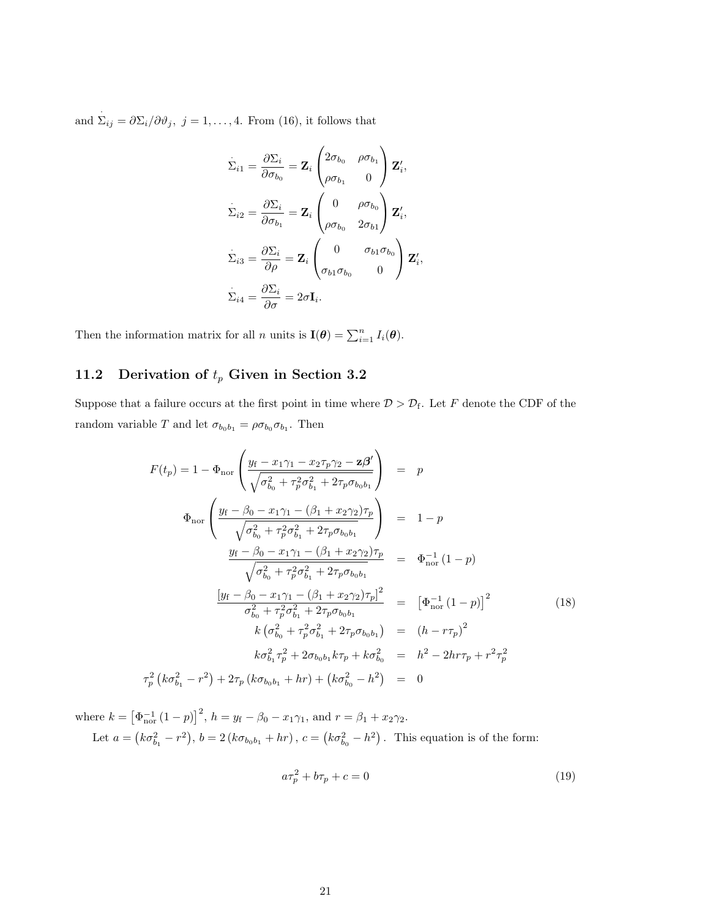and $\dot{\Sigma}_{ij} = \partial \Sigma_i / \partial \vartheta_j,\ j = 1, \ldots, 4$. From (16), it follows that

$$
\begin{aligned}
\dot{\Sigma}_{i1} &= \frac{\partial \Sigma_i}{\partial \sigma_{b_0}} = \mathbf{Z}_i \begin{pmatrix} 2\sigma_{b_0} & \rho\sigma_{b_1} \\ \rho\sigma_{b_1} & 0 \end{pmatrix} \mathbf{Z}_i', \\
\dot{\Sigma}_{i2} &= \frac{\partial \Sigma_i}{\partial \sigma_{b_1}} = \mathbf{Z}_i \begin{pmatrix} 0 & \rho\sigma_{b_0} \\ \rho\sigma_{b_0} & 2\sigma_{b1} \end{pmatrix} \mathbf{Z}_i', \\
\dot{\Sigma}_{i3} &= \frac{\partial \Sigma_i}{\partial \rho} = \mathbf{Z}_i \begin{pmatrix} 0 & \sigma_{b1}\sigma_{b_0} \\ \sigma_{b1}\sigma_{b_0} & 0 \end{pmatrix} \mathbf{Z}_i', \\
\dot{\Sigma}_{i4} &= \frac{\partial \Sigma_i}{\partial \sigma} = 2\sigma \mathbf{I}_i.
\end{aligned}
$$

Then the information matrix for all $n$ units is $\mathbf{I}(\boldsymbol{\theta}) = \sum_{i=1}^{n} I_i(\boldsymbol{\theta})$.

## 11.2 Derivation of $t_p$ Given in Section 3.2

Suppose that a failure occurs at the first point in time where $\mathcal{D} > \mathcal{D}_{\text{f}}$. Let $F$ denote the CDF of the random variable $T$ and let $\sigma_{b_0 b_1} = \rho\sigma_{b_0}\sigma_{b_1}$. Then

$$
\begin{aligned}
F(t_p) = 1 - \Phi_{\text{nor}}\left( \frac{y_{\text{f}} - x_1\gamma_1 - x_2\tau_p\gamma_2 - \mathbf{z}\boldsymbol{\beta}'}{\sqrt{\sigma_{b_0}^2 + \tau_p^2\sigma_{b_1}^2 + 2\tau_p\sigma_{b_0 b_1}}} \right) &= p \\
\Phi_{\text{nor}}\left( \frac{y_{\text{f}} - \beta_0 - x_1\gamma_1 - (\beta_1 + x_2\gamma_2)\tau_p}{\sqrt{\sigma_{b_0}^2 + \tau_p^2\sigma_{b_1}^2 + 2\tau_p\sigma_{b_0 b_1}}} \right) &= 1 - p \\
\frac{y_{\text{f}} - \beta_0 - x_1\gamma_1 - (\beta_1 + x_2\gamma_2)\tau_p}{\sqrt{\sigma_{b_0}^2 + \tau_p^2\sigma_{b_1}^2 + 2\tau_p\sigma_{b_0 b_1}}} &= \Phi_{\text{nor}}^{-1}(1-p) \\
\frac{\left[y_{\text{f}} - \beta_0 - x_1\gamma_1 - (\beta_1 + x_2\gamma_2)\tau_p\right]^2}{\sigma_{b_0}^2 + \tau_p^2\sigma_{b_1}^2 + 2\tau_p\sigma_{b_0 b_1}} &= \left[\Phi_{\text{nor}}^{-1}(1-p)\right]^2 \\
k\left(\sigma_{b_0}^2 + \tau_p^2\sigma_{b_1}^2 + 2\tau_p\sigma_{b_0 b_1}\right) &= (h - r\tau_p)^2 \\
k\sigma_{b_1}^2\tau_p^2 + 2\sigma_{b_0 b_1}k\tau_p + k\sigma_{b_0}^2 &= h^2 - 2hr\tau_p + r^2\tau_p^2 \\
\tau_p^2\left(k\sigma_{b_1}^2 - r^2\right) + 2\tau_p\left(k\sigma_{b_0 b_1} + hr\right) + \left(k\sigma_{b_0}^2 - h^2\right) &= 0
\end{aligned}
\tag{18}
$$

where $k = \left[\Phi_{\text{nor}}^{-1}(1-p)\right]^2$, $h = y_{\text{f}} - \beta_0 - x_1\gamma_1$, and $r = \beta_1 + x_2\gamma_2$.

Let $a = \left(k\sigma_{b_1}^2 - r^2\right)$, $b = 2\left(k\sigma_{b_0 b_1} + hr\right)$, $c = \left(k\sigma_{b_0}^2 - h^2\right)$. This equation is of the form:

$$
a\tau_p^2 + b\tau_p + c = 0 \tag{19}
$$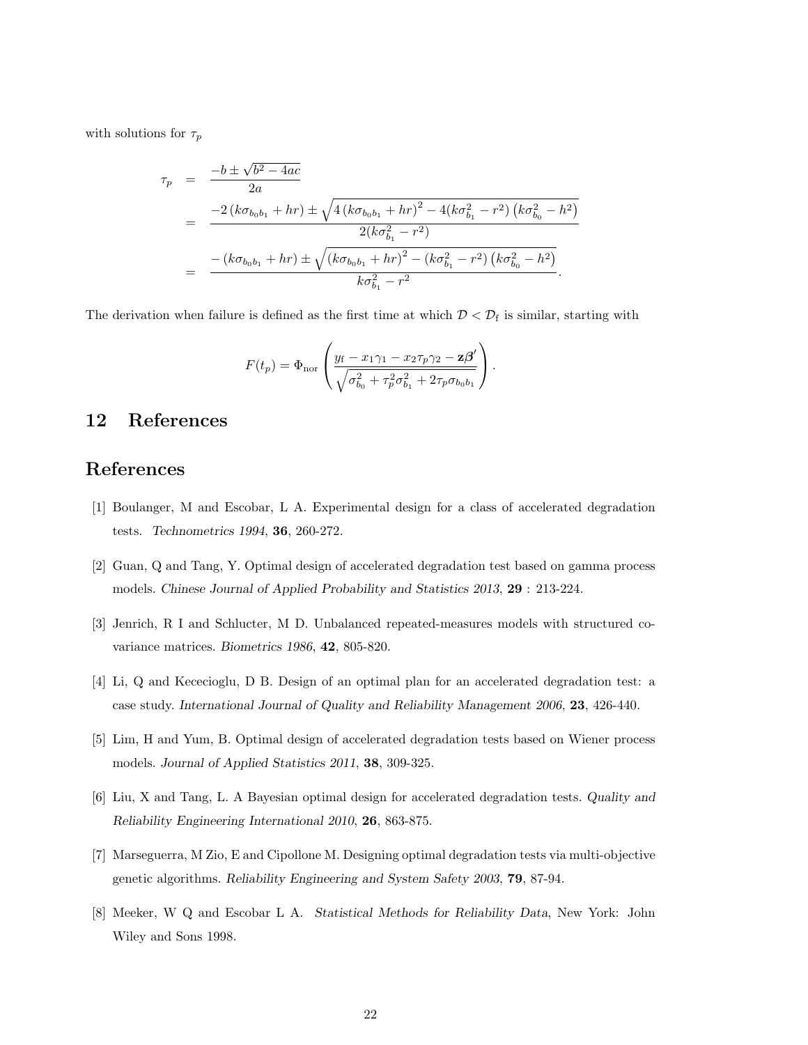with solutions for $\tau_p$

$$
\begin{aligned}
\tau_p &= \frac{-b \pm \sqrt{b^2 - 4ac}}{2a} \\
&= \frac{-2\left(k\sigma_{b_0 b_1} + hr\right) \pm \sqrt{4\left(k\sigma_{b_0 b_1} + hr\right)^2 - 4(k\sigma_{b_1}^2 - r^2)\left(k\sigma_{b_0}^2 - h^2\right)}}{2(k\sigma_{b_1}^2 - r^2)} \\
&= \frac{-\left(k\sigma_{b_0 b_1} + hr\right) \pm \sqrt{\left(k\sigma_{b_0 b_1} + hr\right)^2 - (k\sigma_{b_1}^2 - r^2)\left(k\sigma_{b_0}^2 - h^2\right)}}{k\sigma_{b_1}^2 - r^2}.
\end{aligned}
$$

The derivation when failure is defined as the first time at which $\mathcal{D} < \mathcal{D}_{\mathrm{f}}$ is similar, starting with

$$
F(t_p) = \Phi_{\mathrm{nor}}\left(\frac{y_{\mathrm{f}} - x_1\gamma_1 - x_2\tau_p\gamma_2 - \mathbf{z}\boldsymbol{\beta}'}{\sqrt{\sigma_{b_0}^2 + \tau_p^2\sigma_{b_1}^2 + 2\tau_p\sigma_{b_0 b_1}}}\right).
$$

## 12 References

# References

[1] Boulanger, M and Escobar, L A. Experimental design for a class of accelerated degradation tests. *Technometrics 1994*, **36**, 260-272.

[2] Guan, Q and Tang, Y. Optimal design of accelerated degradation test based on gamma process models. *Chinese Journal of Applied Probability and Statistics 2013*, **29** : 213-224.

[3] Jenrich, R I and Schlucter, M D. Unbalanced repeated-measures models with structured covariance matrices. *Biometrics 1986*, **42**, 805-820.

[4] Li, Q and Kececioglu, D B. Design of an optimal plan for an accelerated degradation test: a case study. *International Journal of Quality and Reliability Management 2006*, **23**, 426-440.

[5] Lim, H and Yum, B. Optimal design of accelerated degradation tests based on Wiener process models. *Journal of Applied Statistics 2011*, **38**, 309-325.

[6] Liu, X and Tang, L. A Bayesian optimal design for accelerated degradation tests. *Quality and Reliability Engineering International 2010*, **26**, 863-875.

[7] Marseguerra, M Zio, E and Cipollone M. Designing optimal degradation tests via multi-objective genetic algorithms. *Reliability Engineering and System Safety 2003*, **79**, 87-94.

[8] Meeker, W Q and Escobar L A. *Statistical Methods for Reliability Data*, New York: John Wiley and Sons 1998.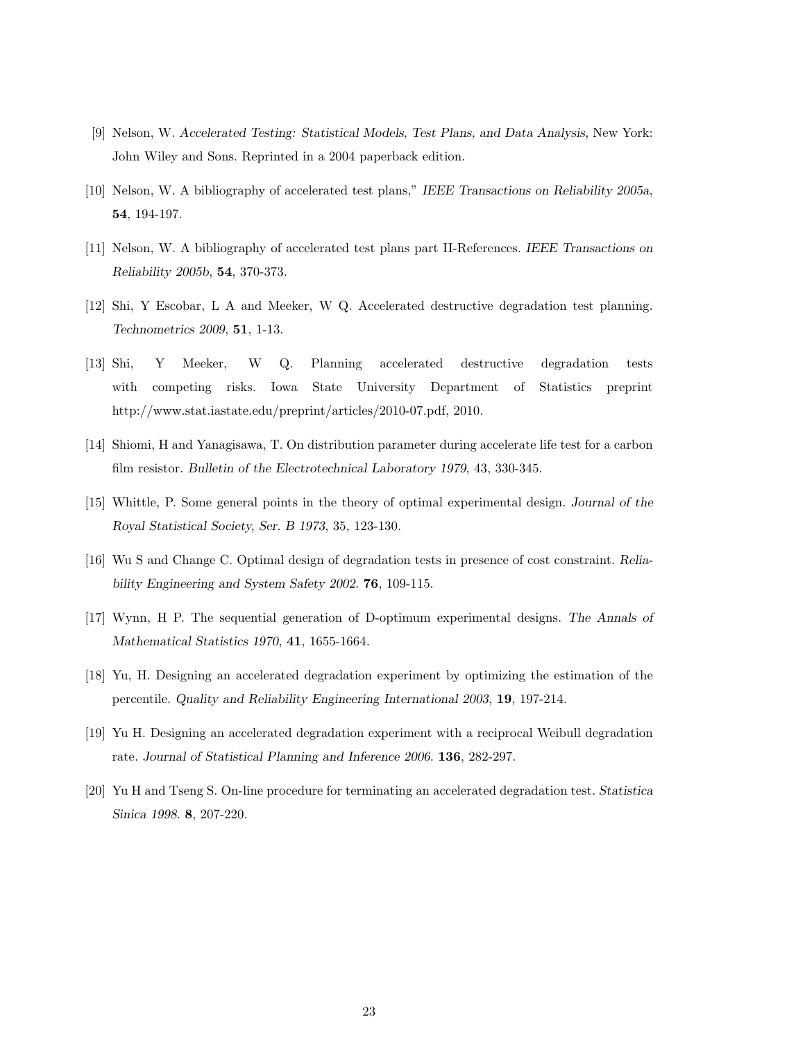[9] Nelson, W. *Accelerated Testing: Statistical Models, Test Plans, and Data Analysis*, New York: John Wiley and Sons. Reprinted in a 2004 paperback edition.

[10] Nelson, W. A bibliography of accelerated test plans," *IEEE Transactions on Reliability 2005a*, **54**, 194-197.

[11] Nelson, W. A bibliography of accelerated test plans part II-References. *IEEE Transactions on Reliability 2005b*, **54**, 370-373.

[12] Shi, Y Escobar, L A and Meeker, W Q. Accelerated destructive degradation test planning. *Technometrics 2009*, **51**, 1-13.

[13] Shi, Y Meeker, W Q. Planning accelerated destructive degradation tests with competing risks. Iowa State University Department of Statistics preprint http://www.stat.iastate.edu/preprint/articles/2010-07.pdf, 2010.

[14] Shiomi, H and Yanagisawa, T. On distribution parameter during accelerate life test for a carbon film resistor. *Bulletin of the Electrotechnical Laboratory 1979*, 43, 330-345.

[15] Whittle, P. Some general points in the theory of optimal experimental design. *Journal of the Royal Statistical Society, Ser. B 1973*, 35, 123-130.

[16] Wu S and Change C. Optimal design of degradation tests in presence of cost constraint. *Reliability Engineering and System Safety 2002*. **76**, 109-115.

[17] Wynn, H P. The sequential generation of D-optimum experimental designs. *The Annals of Mathematical Statistics 1970*, **41**, 1655-1664.

[18] Yu, H. Designing an accelerated degradation experiment by optimizing the estimation of the percentile. *Quality and Reliability Engineering International 2003*, **19**, 197-214.

[19] Yu H. Designing an accelerated degradation experiment with a reciprocal Weibull degradation rate. *Journal of Statistical Planning and Inference 2006*. **136**, 282-297.

[20] Yu H and Tseng S. On-line procedure for terminating an accelerated degradation test. *Statistica Sinica 1998*. **8**, 207-220.